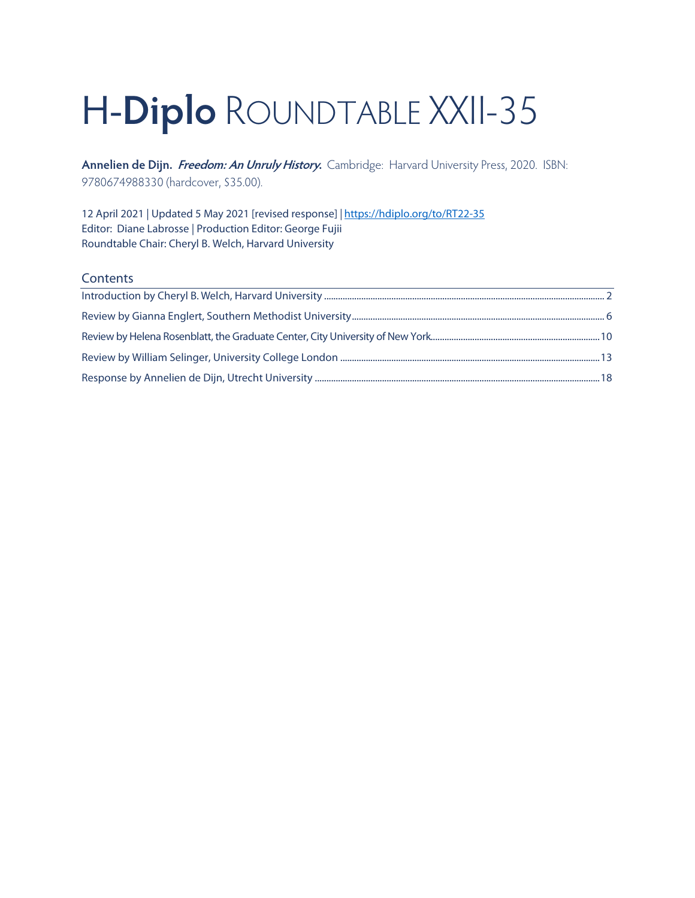# H-Diplo ROUNDTABLE XXII-35

**Annelien de Dijn.** ***Freedom: An Unruly History.*** Cambridge: Harvard University Press, 2020. ISBN: 9780674988330 (hardcover, $35.00).

12 April 2021 | Updated 5 May 2021 [revised response] | https://hdiplo.org/to/RT22-35
Editor: Diane Labrosse | Production Editor: George Fujii
Roundtable Chair: Cheryl B. Welch, Harvard University

## Contents

- Introduction by Cheryl B. Welch, Harvard University ..... 2
- Review by Gianna Englert, Southern Methodist University ..... 6
- Review by Helena Rosenblatt, the Graduate Center, City University of New York ..... 10
- Review by William Selinger, University College London ..... 13
- Response by Annelien de Dijn, Utrecht University ..... 18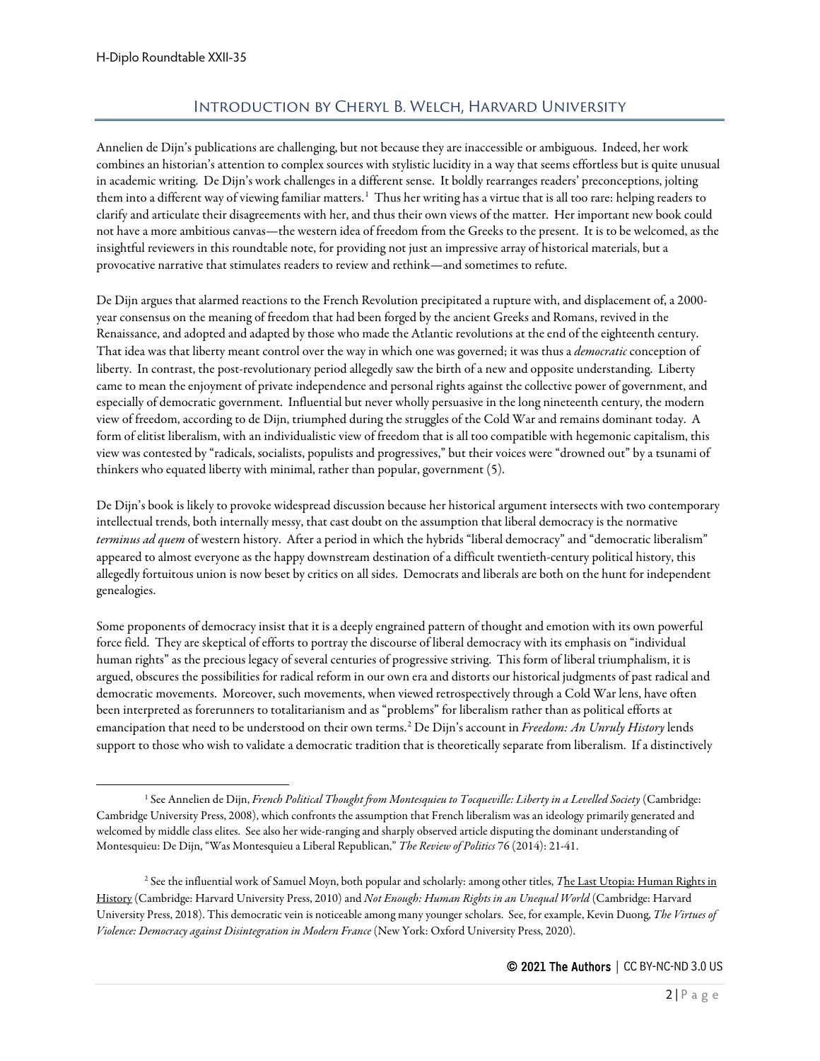## Introduction by Cheryl B. Welch, Harvard University

Annelien de Dijn's publications are challenging, but not because they are inaccessible or ambiguous. Indeed, her work combines an historian's attention to complex sources with stylistic lucidity in a way that seems effortless but is quite unusual in academic writing. De Dijn's work challenges in a different sense. It boldly rearranges readers' preconceptions, jolting them into a different way of viewing familiar matters.[1] Thus her writing has a virtue that is all too rare: helping readers to clarify and articulate their disagreements with her, and thus their own views of the matter. Her important new book could not have a more ambitious canvas—the western idea of freedom from the Greeks to the present. It is to be welcomed, as the insightful reviewers in this roundtable note, for providing not just an impressive array of historical materials, but a provocative narrative that stimulates readers to review and rethink—and sometimes to refute.

De Dijn argues that alarmed reactions to the French Revolution precipitated a rupture with, and displacement of, a 2000-year consensus on the meaning of freedom that had been forged by the ancient Greeks and Romans, revived in the Renaissance, and adopted and adapted by those who made the Atlantic revolutions at the end of the eighteenth century. That idea was that liberty meant control over the way in which one was governed; it was thus a *democratic* conception of liberty. In contrast, the post-revolutionary period allegedly saw the birth of a new and opposite understanding. Liberty came to mean the enjoyment of private independence and personal rights against the collective power of government, and especially of democratic government. Influential but never wholly persuasive in the long nineteenth century, the modern view of freedom, according to de Dijn, triumphed during the struggles of the Cold War and remains dominant today. A form of elitist liberalism, with an individualistic view of freedom that is all too compatible with hegemonic capitalism, this view was contested by "radicals, socialists, populists and progressives," but their voices were "drowned out" by a tsunami of thinkers who equated liberty with minimal, rather than popular, government (5).

De Dijn's book is likely to provoke widespread discussion because her historical argument intersects with two contemporary intellectual trends, both internally messy, that cast doubt on the assumption that liberal democracy is the normative *terminus ad quem* of western history. After a period in which the hybrids "liberal democracy" and "democratic liberalism" appeared to almost everyone as the happy downstream destination of a difficult twentieth-century political history, this allegedly fortuitous union is now beset by critics on all sides. Democrats and liberals are both on the hunt for independent genealogies.

Some proponents of democracy insist that it is a deeply engrained pattern of thought and emotion with its own powerful force field. They are skeptical of efforts to portray the discourse of liberal democracy with its emphasis on "individual human rights" as the precious legacy of several centuries of progressive striving. This form of liberal triumphalism, it is argued, obscures the possibilities for radical reform in our own era and distorts our historical judgments of past radical and democratic movements. Moreover, such movements, when viewed retrospectively through a Cold War lens, have often been interpreted as forerunners to totalitarianism and as "problems" for liberalism rather than as political efforts at emancipation that need to be understood on their own terms.[2] De Dijn's account in *Freedom: An Unruly History* lends support to those who wish to validate a democratic tradition that is theoretically separate from liberalism. If a distinctively

---

[1] See Annelien de Dijn, *French Political Thought from Montesquieu to Tocqueville: Liberty in a Levelled Society* (Cambridge: Cambridge University Press, 2008), which confronts the assumption that French liberalism was an ideology primarily generated and welcomed by middle class elites. See also her wide-ranging and sharply observed article disputing the dominant understanding of Montesquieu: De Dijn, "Was Montesquieu a Liberal Republican," *The Review of Politics* 76 (2014): 21-41.

[2] See the influential work of Samuel Moyn, both popular and scholarly: among other titles, *The Last Utopia: Human Rights in History* (Cambridge: Harvard University Press, 2010) and *Not Enough: Human Rights in an Unequal World* (Cambridge: Harvard University Press, 2018). This democratic vein is noticeable among many younger scholars. See, for example, Kevin Duong, *The Virtues of Violence: Democracy against Disintegration in Modern France* (New York: Oxford University Press, 2020).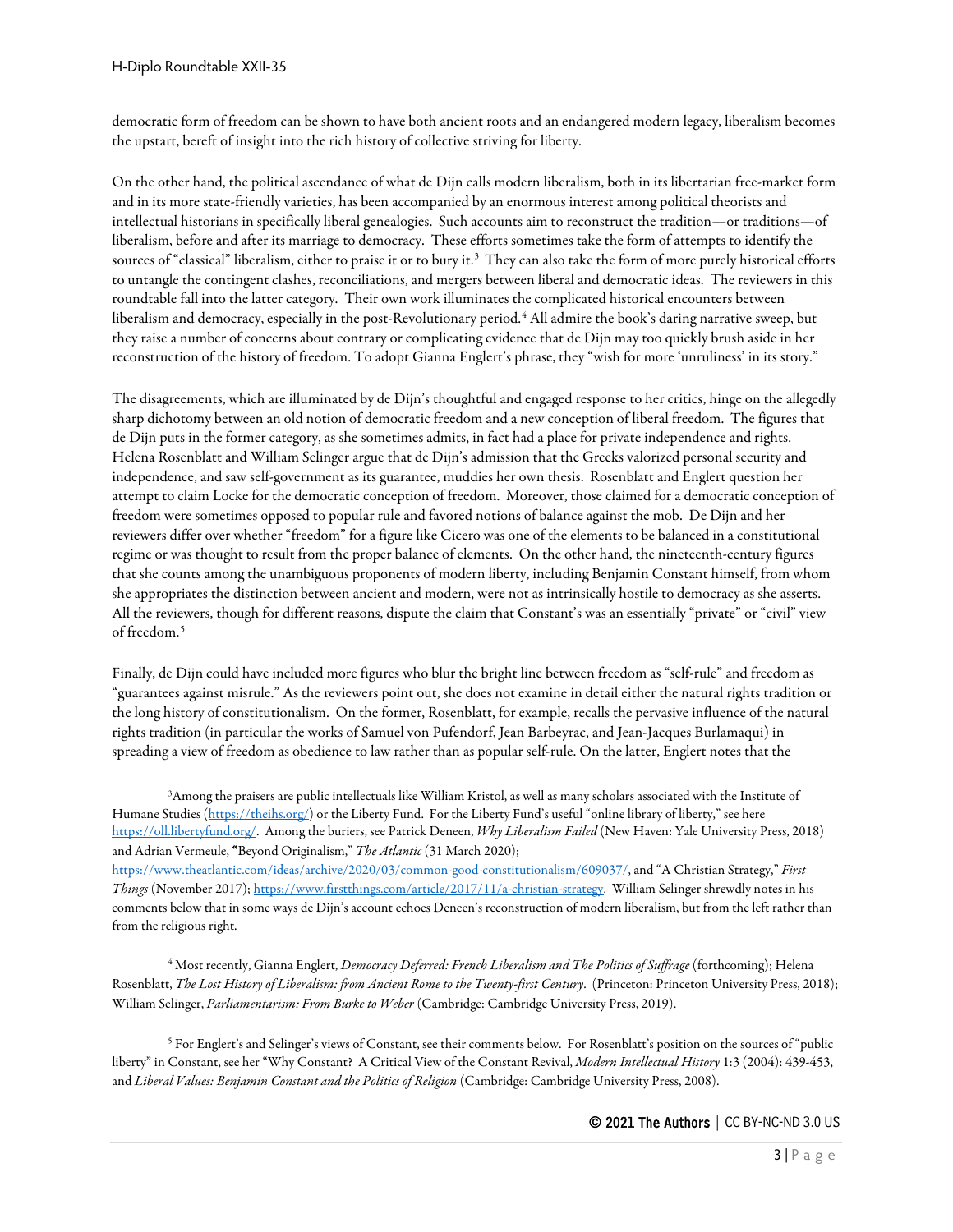democratic form of freedom can be shown to have both ancient roots and an endangered modern legacy, liberalism becomes the upstart, bereft of insight into the rich history of collective striving for liberty.

On the other hand, the political ascendance of what de Dijn calls modern liberalism, both in its libertarian free-market form and in its more state-friendly varieties, has been accompanied by an enormous interest among political theorists and intellectual historians in specifically liberal genealogies. Such accounts aim to reconstruct the tradition—or traditions—of liberalism, before and after its marriage to democracy. These efforts sometimes take the form of attempts to identify the sources of "classical" liberalism, either to praise it or to bury it.[3] They can also take the form of more purely historical efforts to untangle the contingent clashes, reconciliations, and mergers between liberal and democratic ideas. The reviewers in this roundtable fall into the latter category. Their own work illuminates the complicated historical encounters between liberalism and democracy, especially in the post-Revolutionary period.[4] All admire the book's daring narrative sweep, but they raise a number of concerns about contrary or complicating evidence that de Dijn may too quickly brush aside in her reconstruction of the history of freedom. To adopt Gianna Englert's phrase, they "wish for more 'unruliness' in its story."

The disagreements, which are illuminated by de Dijn's thoughtful and engaged response to her critics, hinge on the allegedly sharp dichotomy between an old notion of democratic freedom and a new conception of liberal freedom. The figures that de Dijn puts in the former category, as she sometimes admits, in fact had a place for private independence and rights. Helena Rosenblatt and William Selinger argue that de Dijn's admission that the Greeks valorized personal security and independence, and saw self-government as its guarantee, muddies her own thesis. Rosenblatt and Englert question her attempt to claim Locke for the democratic conception of freedom. Moreover, those claimed for a democratic conception of freedom were sometimes opposed to popular rule and favored notions of balance against the mob. De Dijn and her reviewers differ over whether "freedom" for a figure like Cicero was one of the elements to be balanced in a constitutional regime or was thought to result from the proper balance of elements. On the other hand, the nineteenth-century figures that she counts among the unambiguous proponents of modern liberty, including Benjamin Constant himself, from whom she appropriates the distinction between ancient and modern, were not as intrinsically hostile to democracy as she asserts. All the reviewers, though for different reasons, dispute the claim that Constant's was an essentially "private" or "civil" view of freedom.[5]

Finally, de Dijn could have included more figures who blur the bright line between freedom as "self-rule" and freedom as "guarantees against misrule." As the reviewers point out, she does not examine in detail either the natural rights tradition or the long history of constitutionalism. On the former, Rosenblatt, for example, recalls the pervasive influence of the natural rights tradition (in particular the works of Samuel von Pufendorf, Jean Barbeyrac, and Jean-Jacques Burlamaqui) in spreading a view of freedom as obedience to law rather than as popular self-rule. On the latter, Englert notes that the

---

[3] Among the praisers are public intellectuals like William Kristol, as well as many scholars associated with the Institute of Humane Studies (https://theihs.org/) or the Liberty Fund. For the Liberty Fund's useful "online library of liberty," see here https://oll.libertyfund.org/. Among the buriers, see Patrick Deneen, *Why Liberalism Failed* (New Haven: Yale University Press, 2018) and Adrian Vermeule, "Beyond Originalism," *The Atlantic* (31 March 2020); https://www.theatlantic.com/ideas/archive/2020/03/common-good-constitutionalism/609037/, and "A Christian Strategy," *First Things* (November 2017); https://www.firstthings.com/article/2017/11/a-christian-strategy. William Selinger shrewdly notes in his comments below that in some ways de Dijn's account echoes Deneen's reconstruction of modern liberalism, but from the left rather than from the religious right.

[4] Most recently, Gianna Englert, *Democracy Deferred: French Liberalism and The Politics of Suffrage* (forthcoming); Helena Rosenblatt, *The Lost History of Liberalism: from Ancient Rome to the Twenty-first Century*. (Princeton: Princeton University Press, 2018); William Selinger, *Parliamentarism: From Burke to Weber* (Cambridge: Cambridge University Press, 2019).

[5] For Englert's and Selinger's views of Constant, see their comments below. For Rosenblatt's position on the sources of "public liberty" in Constant, see her "Why Constant? A Critical View of the Constant Revival, *Modern Intellectual History* 1:3 (2004): 439-453, and *Liberal Values: Benjamin Constant and the Politics of Religion* (Cambridge: Cambridge University Press, 2008).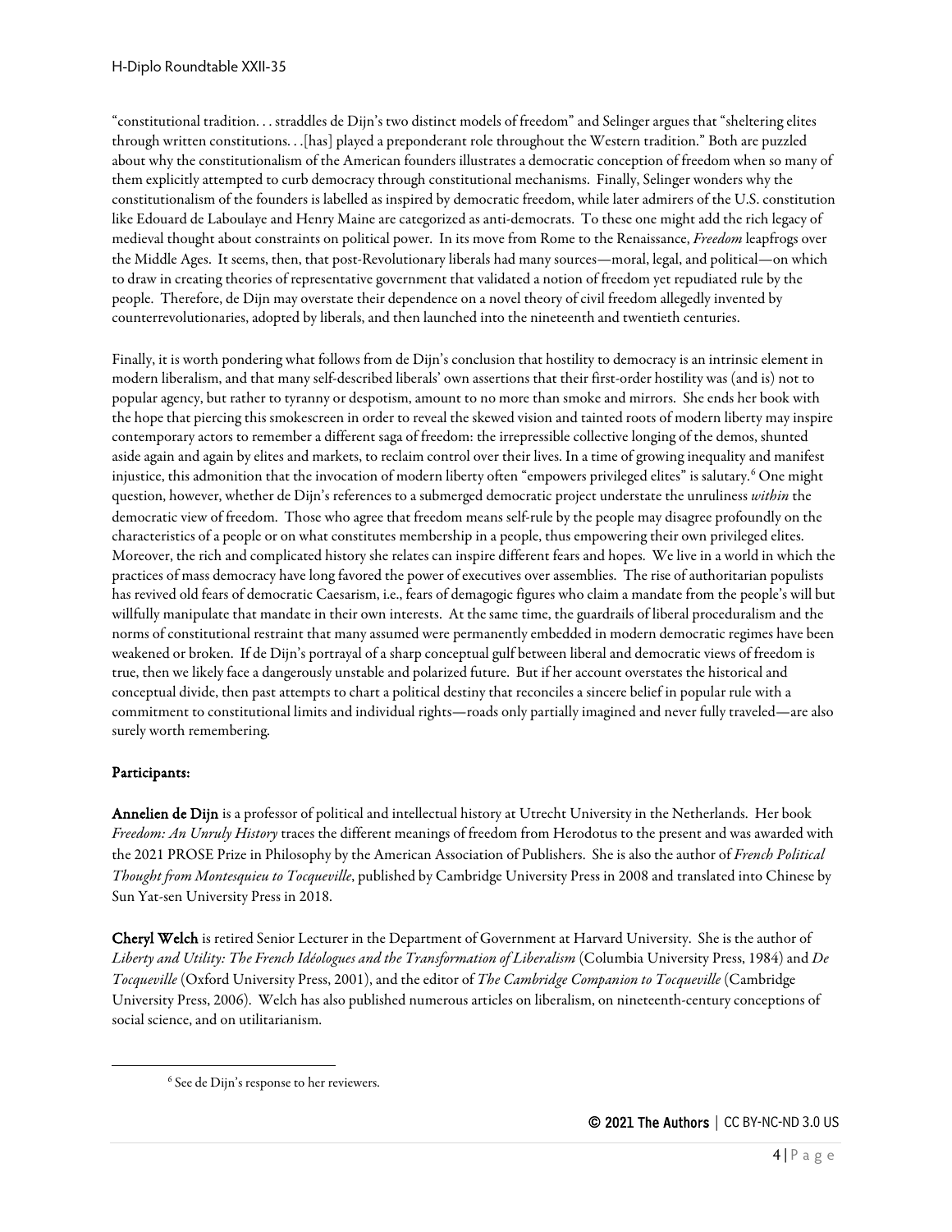"constitutional tradition. . . straddles de Dijn's two distinct models of freedom" and Selinger argues that "sheltering elites through written constitutions. . .[has] played a preponderant role throughout the Western tradition." Both are puzzled about why the constitutionalism of the American founders illustrates a democratic conception of freedom when so many of them explicitly attempted to curb democracy through constitutional mechanisms. Finally, Selinger wonders why the constitutionalism of the founders is labelled as inspired by democratic freedom, while later admirers of the U.S. constitution like Edouard de Laboulaye and Henry Maine are categorized as anti-democrats. To these one might add the rich legacy of medieval thought about constraints on political power. In its move from Rome to the Renaissance, *Freedom* leapfrogs over the Middle Ages. It seems, then, that post-Revolutionary liberals had many sources—moral, legal, and political—on which to draw in creating theories of representative government that validated a notion of freedom yet repudiated rule by the people. Therefore, de Dijn may overstate their dependence on a novel theory of civil freedom allegedly invented by counterrevolutionaries, adopted by liberals, and then launched into the nineteenth and twentieth centuries.

Finally, it is worth pondering what follows from de Dijn's conclusion that hostility to democracy is an intrinsic element in modern liberalism, and that many self-described liberals' own assertions that their first-order hostility was (and is) not to popular agency, but rather to tyranny or despotism, amount to no more than smoke and mirrors. She ends her book with the hope that piercing this smokescreen in order to reveal the skewed vision and tainted roots of modern liberty may inspire contemporary actors to remember a different saga of freedom: the irrepressible collective longing of the demos, shunted aside again and again by elites and markets, to reclaim control over their lives. In a time of growing inequality and manifest injustice, this admonition that the invocation of modern liberty often "empowers privileged elites" is salutary.[6] One might question, however, whether de Dijn's references to a submerged democratic project understate the unruliness *within* the democratic view of freedom. Those who agree that freedom means self-rule by the people may disagree profoundly on the characteristics of a people or on what constitutes membership in a people, thus empowering their own privileged elites. Moreover, the rich and complicated history she relates can inspire different fears and hopes. We live in a world in which the practices of mass democracy have long favored the power of executives over assemblies. The rise of authoritarian populists has revived old fears of democratic Caesarism, i.e., fears of demagogic figures who claim a mandate from the people's will but willfully manipulate that mandate in their own interests. At the same time, the guardrails of liberal proceduralism and the norms of constitutional restraint that many assumed were permanently embedded in modern democratic regimes have been weakened or broken. If de Dijn's portrayal of a sharp conceptual gulf between liberal and democratic views of freedom is true, then we likely face a dangerously unstable and polarized future. But if her account overstates the historical and conceptual divide, then past attempts to chart a political destiny that reconciles a sincere belief in popular rule with a commitment to constitutional limits and individual rights—roads only partially imagined and never fully traveled—are also surely worth remembering.

## Participants:

**Annelien de Dijn** is a professor of political and intellectual history at Utrecht University in the Netherlands. Her book *Freedom: An Unruly History* traces the different meanings of freedom from Herodotus to the present and was awarded with the 2021 PROSE Prize in Philosophy by the American Association of Publishers. She is also the author of *French Political Thought from Montesquieu to Tocqueville*, published by Cambridge University Press in 2008 and translated into Chinese by Sun Yat-sen University Press in 2018.

**Cheryl Welch** is retired Senior Lecturer in the Department of Government at Harvard University. She is the author of *Liberty and Utility: The French Idéologues and the Transformation of Liberalism* (Columbia University Press, 1984) and *De Tocqueville* (Oxford University Press, 2001), and the editor of *The Cambridge Companion to Tocqueville* (Cambridge University Press, 2006). Welch has also published numerous articles on liberalism, on nineteenth-century conceptions of social science, and on utilitarianism.

[6] See de Dijn's response to her reviewers.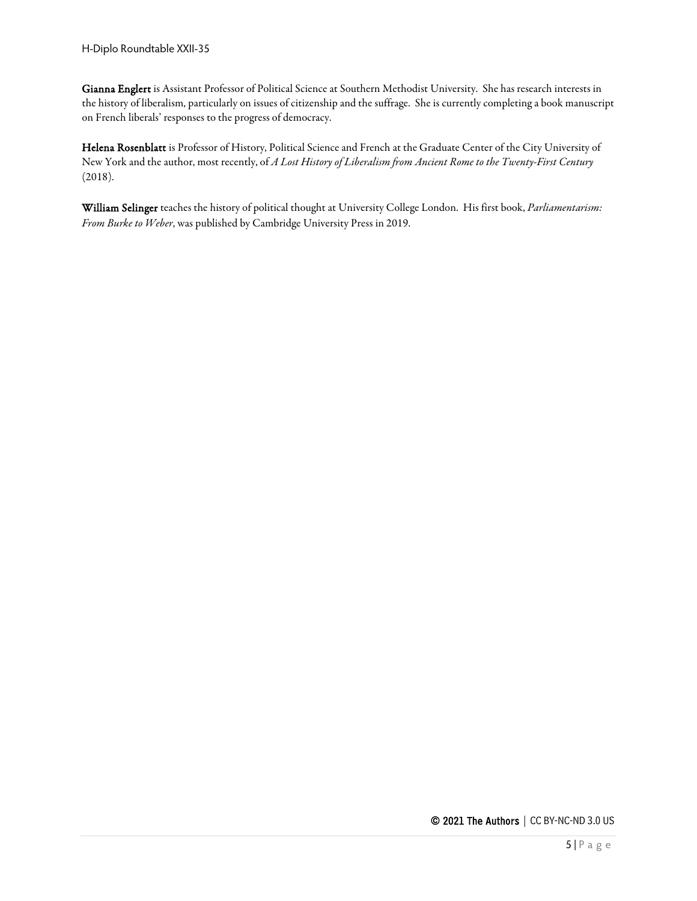**Gianna Englert** is Assistant Professor of Political Science at Southern Methodist University. She has research interests in the history of liberalism, particularly on issues of citizenship and the suffrage. She is currently completing a book manuscript on French liberals' responses to the progress of democracy.

**Helena Rosenblatt** is Professor of History, Political Science and French at the Graduate Center of the City University of New York and the author, most recently, of *A Lost History of Liberalism from Ancient Rome to the Twenty-First Century* (2018).

**William Selinger** teaches the history of political thought at University College London. His first book, *Parliamentarism: From Burke to Weber*, was published by Cambridge University Press in 2019.

**© 2021 The Authors** | CC BY-NC-ND 3.0 US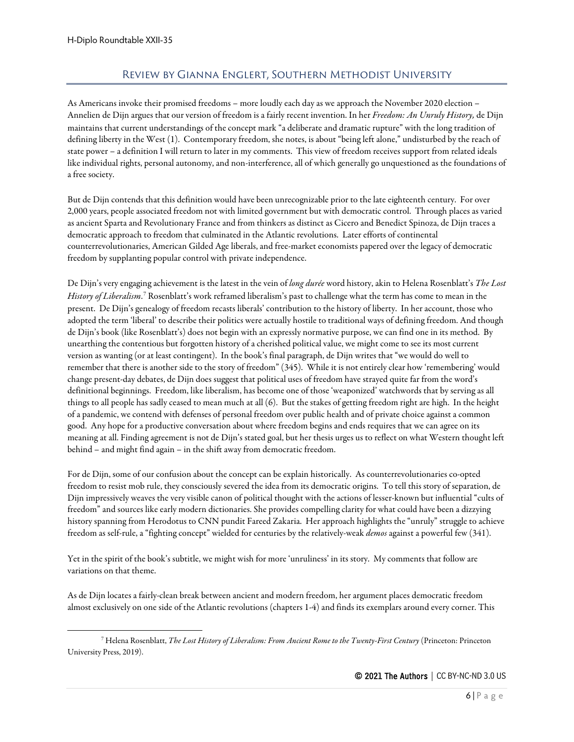## Review by Gianna Englert, Southern Methodist University

As Americans invoke their promised freedoms – more loudly each day as we approach the November 2020 election – Annelien de Dijn argues that our version of freedom is a fairly recent invention. In her *Freedom: An Unruly History,* de Dijn maintains that current understandings of the concept mark "a deliberate and dramatic rupture" with the long tradition of defining liberty in the West (1). Contemporary freedom, she notes, is about "being left alone," undisturbed by the reach of state power – a definition I will return to later in my comments. This view of freedom receives support from related ideals like individual rights, personal autonomy, and non-interference, all of which generally go unquestioned as the foundations of a free society.

But de Dijn contends that this definition would have been unrecognizable prior to the late eighteenth century. For over 2,000 years, people associated freedom not with limited government but with democratic control. Through places as varied as ancient Sparta and Revolutionary France and from thinkers as distinct as Cicero and Benedict Spinoza, de Dijn traces a democratic approach to freedom that culminated in the Atlantic revolutions. Later efforts of continental counterrevolutionaries, American Gilded Age liberals, and free-market economists papered over the legacy of democratic freedom by supplanting popular control with private independence.

De Dijn's very engaging achievement is the latest in the vein of *long durée* word history, akin to Helena Rosenblatt's *The Lost History of Liberalism*.[7] Rosenblatt's work reframed liberalism's past to challenge what the term has come to mean in the present. De Dijn's genealogy of freedom recasts liberals' contribution to the history of liberty. In her account, those who adopted the term 'liberal' to describe their politics were actually hostile to traditional ways of defining freedom. And though de Dijn's book (like Rosenblatt's) does not begin with an expressly normative purpose, we can find one in its method. By unearthing the contentious but forgotten history of a cherished political value, we might come to see its most current version as wanting (or at least contingent). In the book's final paragraph, de Dijn writes that "we would do well to remember that there is another side to the story of freedom" (345). While it is not entirely clear how 'remembering' would change present-day debates, de Dijn does suggest that political uses of freedom have strayed quite far from the word's definitional beginnings. Freedom, like liberalism, has become one of those 'weaponized' watchwords that by serving as all things to all people has sadly ceased to mean much at all (6). But the stakes of getting freedom right are high. In the height of a pandemic, we contend with defenses of personal freedom over public health and of private choice against a common good. Any hope for a productive conversation about where freedom begins and ends requires that we can agree on its meaning at all. Finding agreement is not de Dijn's stated goal, but her thesis urges us to reflect on what Western thought left behind – and might find again – in the shift away from democratic freedom.

For de Dijn, some of our confusion about the concept can be explain historically. As counterrevolutionaries co-opted freedom to resist mob rule, they consciously severed the idea from its democratic origins. To tell this story of separation, de Dijn impressively weaves the very visible canon of political thought with the actions of lesser-known but influential "cults of freedom" and sources like early modern dictionaries. She provides compelling clarity for what could have been a dizzying history spanning from Herodotus to CNN pundit Fareed Zakaria. Her approach highlights the "unruly" struggle to achieve freedom as self-rule, a "fighting concept" wielded for centuries by the relatively-weak *demos* against a powerful few (341).

Yet in the spirit of the book's subtitle, we might wish for more 'unruliness' in its story. My comments that follow are variations on that theme.

As de Dijn locates a fairly-clean break between ancient and modern freedom, her argument places democratic freedom almost exclusively on one side of the Atlantic revolutions (chapters 1-4) and finds its exemplars around every corner. This

[7] Helena Rosenblatt, *The Lost History of Liberalism: From Ancient Rome to the Twenty-First Century* (Princeton: Princeton University Press, 2019).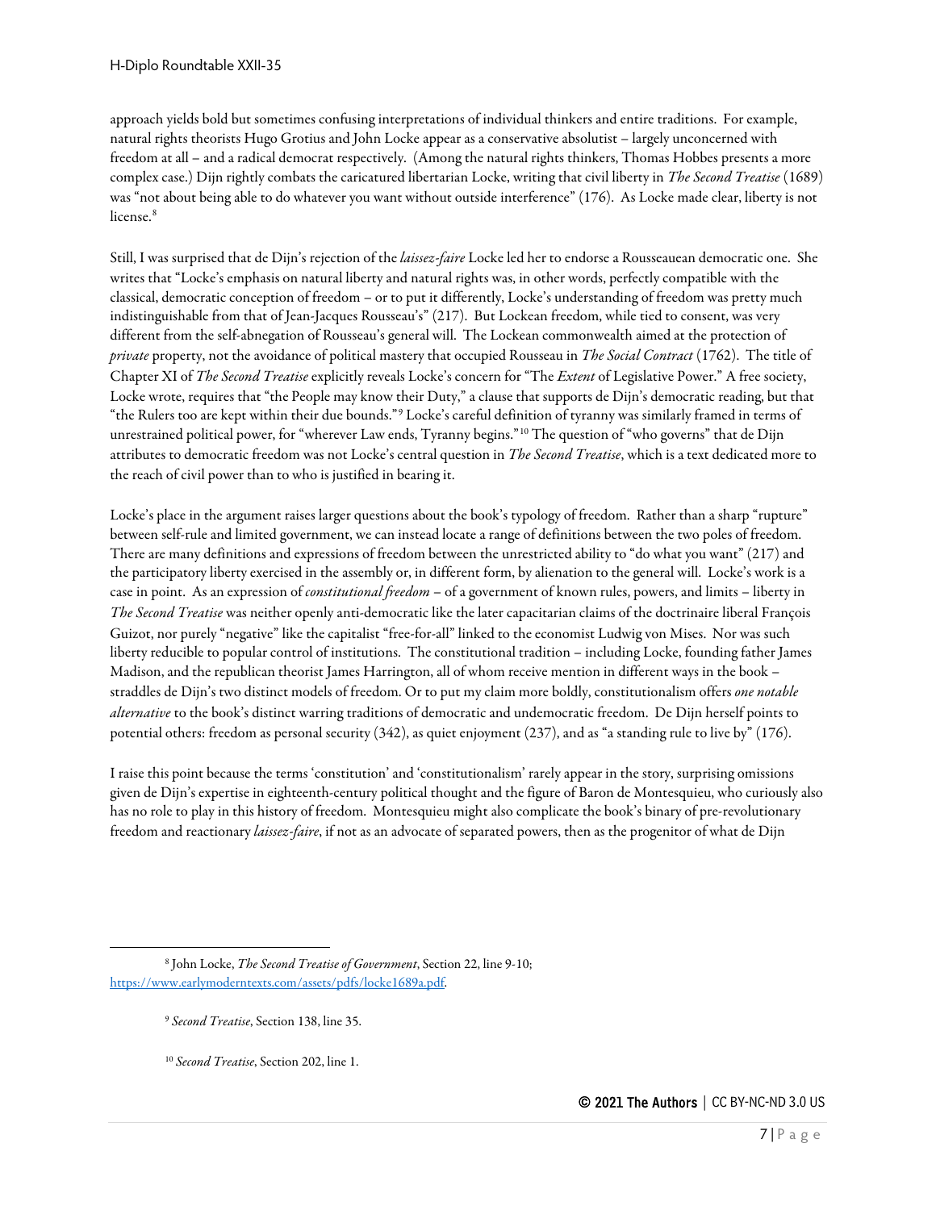approach yields bold but sometimes confusing interpretations of individual thinkers and entire traditions. For example, natural rights theorists Hugo Grotius and John Locke appear as a conservative absolutist – largely unconcerned with freedom at all – and a radical democrat respectively. (Among the natural rights thinkers, Thomas Hobbes presents a more complex case.) Dijn rightly combats the caricatured libertarian Locke, writing that civil liberty in *The Second Treatise* (1689) was "not about being able to do whatever you want without outside interference" (176). As Locke made clear, liberty is not license.[8]

Still, I was surprised that de Dijn's rejection of the *laissez-faire* Locke led her to endorse a Rousseauean democratic one. She writes that "Locke's emphasis on natural liberty and natural rights was, in other words, perfectly compatible with the classical, democratic conception of freedom – or to put it differently, Locke's understanding of freedom was pretty much indistinguishable from that of Jean-Jacques Rousseau's" (217). But Lockean freedom, while tied to consent, was very different from the self-abnegation of Rousseau's general will. The Lockean commonwealth aimed at the protection of *private* property, not the avoidance of political mastery that occupied Rousseau in *The Social Contract* (1762). The title of Chapter XI of *The Second Treatise* explicitly reveals Locke's concern for "The *Extent* of Legislative Power." A free society, Locke wrote, requires that "the People may know their Duty," a clause that supports de Dijn's democratic reading, but that "the Rulers too are kept within their due bounds."[9] Locke's careful definition of tyranny was similarly framed in terms of unrestrained political power, for "wherever Law ends, Tyranny begins."[10] The question of "who governs" that de Dijn attributes to democratic freedom was not Locke's central question in *The Second Treatise*, which is a text dedicated more to the reach of civil power than to who is justified in bearing it.

Locke's place in the argument raises larger questions about the book's typology of freedom. Rather than a sharp "rupture" between self-rule and limited government, we can instead locate a range of definitions between the two poles of freedom. There are many definitions and expressions of freedom between the unrestricted ability to "do what you want" (217) and the participatory liberty exercised in the assembly or, in different form, by alienation to the general will. Locke's work is a case in point. As an expression of *constitutional freedom* – of a government of known rules, powers, and limits – liberty in *The Second Treatise* was neither openly anti-democratic like the later capacitarian claims of the doctrinaire liberal François Guizot, nor purely "negative" like the capitalist "free-for-all" linked to the economist Ludwig von Mises. Nor was such liberty reducible to popular control of institutions. The constitutional tradition – including Locke, founding father James Madison, and the republican theorist James Harrington, all of whom receive mention in different ways in the book – straddles de Dijn's two distinct models of freedom. Or to put my claim more boldly, constitutionalism offers *one notable alternative* to the book's distinct warring traditions of democratic and undemocratic freedom. De Dijn herself points to potential others: freedom as personal security (342), as quiet enjoyment (237), and as "a standing rule to live by" (176).

I raise this point because the terms 'constitution' and 'constitutionalism' rarely appear in the story, surprising omissions given de Dijn's expertise in eighteenth-century political thought and the figure of Baron de Montesquieu, who curiously also has no role to play in this history of freedom. Montesquieu might also complicate the book's binary of pre-revolutionary freedom and reactionary *laissez-faire*, if not as an advocate of separated powers, then as the progenitor of what de Dijn

---

[8] John Locke, *The Second Treatise of Government*, Section 22, line 9-10; https://www.earlymoderntexts.com/assets/pdfs/locke1689a.pdf.

[9] *Second Treatise*, Section 138, line 35.

[10] *Second Treatise*, Section 202, line 1.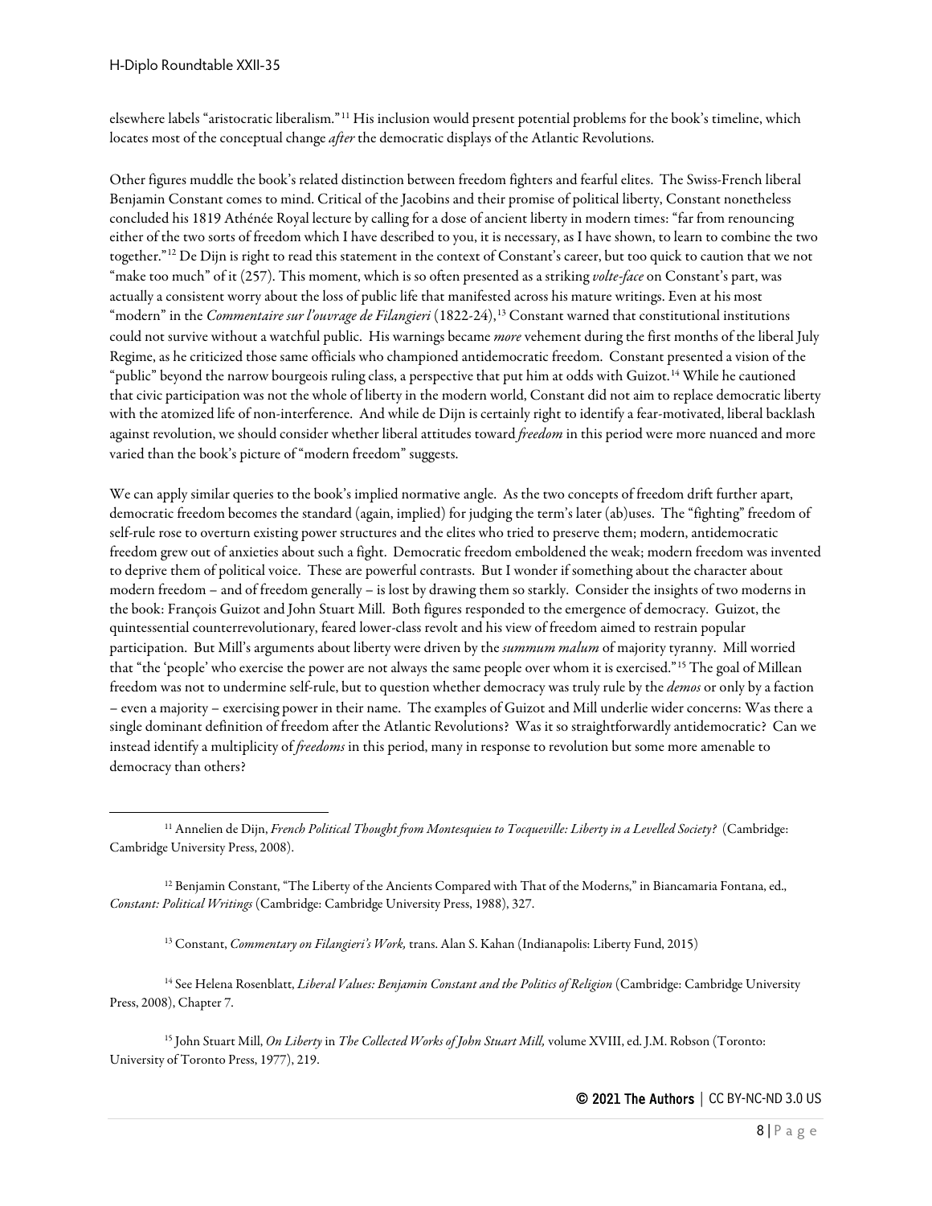elsewhere labels "aristocratic liberalism."[11] His inclusion would present potential problems for the book's timeline, which locates most of the conceptual change *after* the democratic displays of the Atlantic Revolutions.

Other figures muddle the book's related distinction between freedom fighters and fearful elites. The Swiss-French liberal Benjamin Constant comes to mind. Critical of the Jacobins and their promise of political liberty, Constant nonetheless concluded his 1819 Athénée Royal lecture by calling for a dose of ancient liberty in modern times: "far from renouncing either of the two sorts of freedom which I have described to you, it is necessary, as I have shown, to learn to combine the two together."[12] De Dijn is right to read this statement in the context of Constant's career, but too quick to caution that we not "make too much" of it (257). This moment, which is so often presented as a striking *volte-face* on Constant's part, was actually a consistent worry about the loss of public life that manifested across his mature writings. Even at his most "modern" in the *Commentaire sur l'ouvrage de Filangieri* (1822-24),[13] Constant warned that constitutional institutions could not survive without a watchful public. His warnings became *more* vehement during the first months of the liberal July Regime, as he criticized those same officials who championed antidemocratic freedom. Constant presented a vision of the "public" beyond the narrow bourgeois ruling class, a perspective that put him at odds with Guizot.[14] While he cautioned that civic participation was not the whole of liberty in the modern world, Constant did not aim to replace democratic liberty with the atomized life of non-interference. And while de Dijn is certainly right to identify a fear-motivated, liberal backlash against revolution, we should consider whether liberal attitudes toward *freedom* in this period were more nuanced and more varied than the book's picture of "modern freedom" suggests.

We can apply similar queries to the book's implied normative angle. As the two concepts of freedom drift further apart, democratic freedom becomes the standard (again, implied) for judging the term's later (ab)uses. The "fighting" freedom of self-rule rose to overturn existing power structures and the elites who tried to preserve them; modern, antidemocratic freedom grew out of anxieties about such a fight. Democratic freedom emboldened the weak; modern freedom was invented to deprive them of political voice. These are powerful contrasts. But I wonder if something about the character about modern freedom – and of freedom generally – is lost by drawing them so starkly. Consider the insights of two moderns in the book: François Guizot and John Stuart Mill. Both figures responded to the emergence of democracy. Guizot, the quintessential counterrevolutionary, feared lower-class revolt and his view of freedom aimed to restrain popular participation. But Mill's arguments about liberty were driven by the *summum malum* of majority tyranny. Mill worried that "the 'people' who exercise the power are not always the same people over whom it is exercised."[15] The goal of Millean freedom was not to undermine self-rule, but to question whether democracy was truly rule by the *demos* or only by a faction – even a majority – exercising power in their name. The examples of Guizot and Mill underlie wider concerns: Was there a single dominant definition of freedom after the Atlantic Revolutions? Was it so straightforwardly antidemocratic? Can we instead identify a multiplicity of *freedoms* in this period, many in response to revolution but some more amenable to democracy than others?

---

[11] Annelien de Dijn, *French Political Thought from Montesquieu to Tocqueville: Liberty in a Levelled Society?* (Cambridge: Cambridge University Press, 2008).

[12] Benjamin Constant, "The Liberty of the Ancients Compared with That of the Moderns," in Biancamaria Fontana, ed., *Constant: Political Writings* (Cambridge: Cambridge University Press, 1988), 327.

[13] Constant, *Commentary on Filangieri's Work,* trans. Alan S. Kahan (Indianapolis: Liberty Fund, 2015)

[14] See Helena Rosenblatt, *Liberal Values: Benjamin Constant and the Politics of Religion* (Cambridge: Cambridge University Press, 2008), Chapter 7.

[15] John Stuart Mill, *On Liberty* in *The Collected Works of John Stuart Mill,* volume XVIII, ed. J.M. Robson (Toronto: University of Toronto Press, 1977), 219.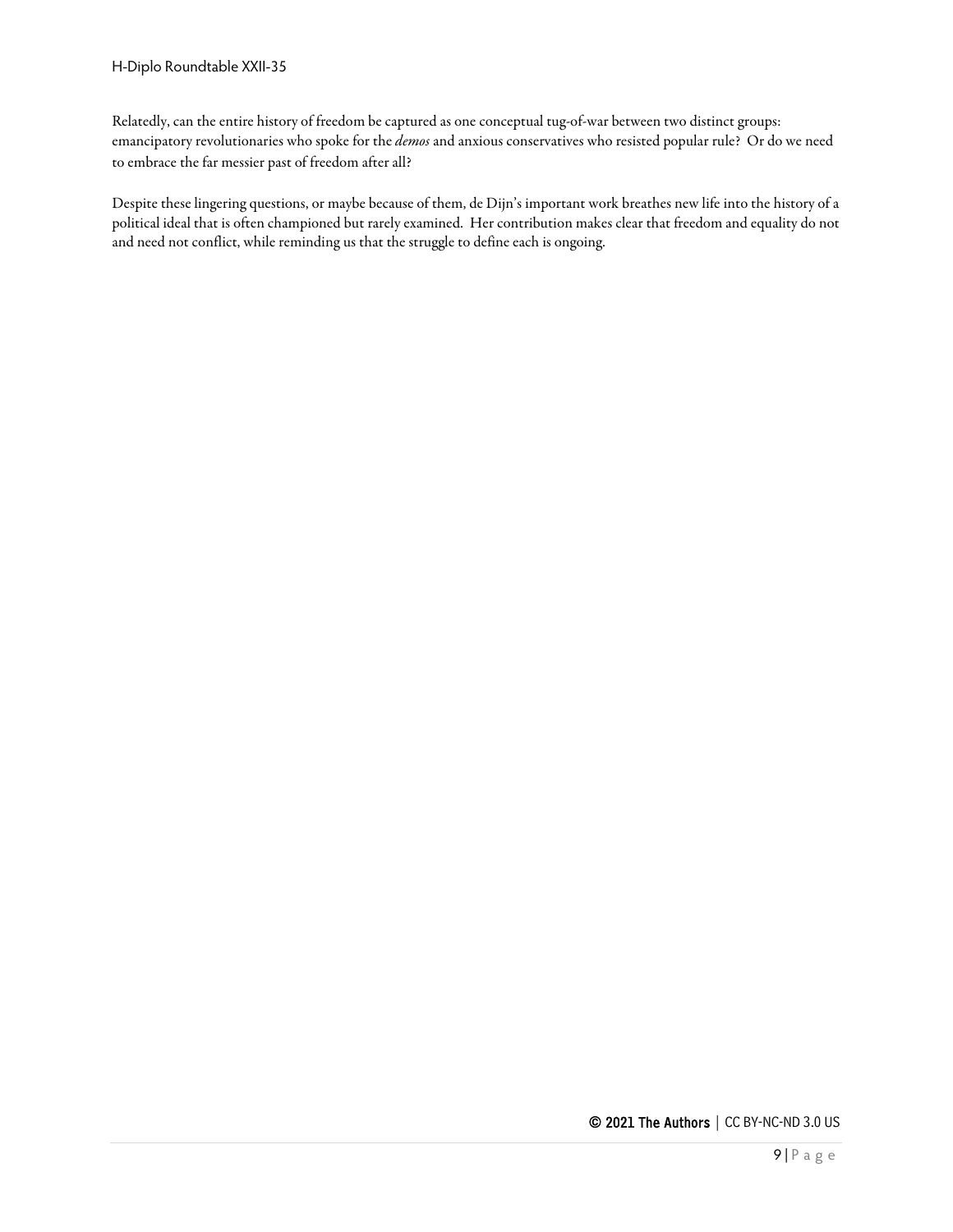Relatedly, can the entire history of freedom be captured as one conceptual tug-of-war between two distinct groups: emancipatory revolutionaries who spoke for the *demos* and anxious conservatives who resisted popular rule? Or do we need to embrace the far messier past of freedom after all?

Despite these lingering questions, or maybe because of them, de Dijn's important work breathes new life into the history of a political ideal that is often championed but rarely examined. Her contribution makes clear that freedom and equality do not and need not conflict, while reminding us that the struggle to define each is ongoing.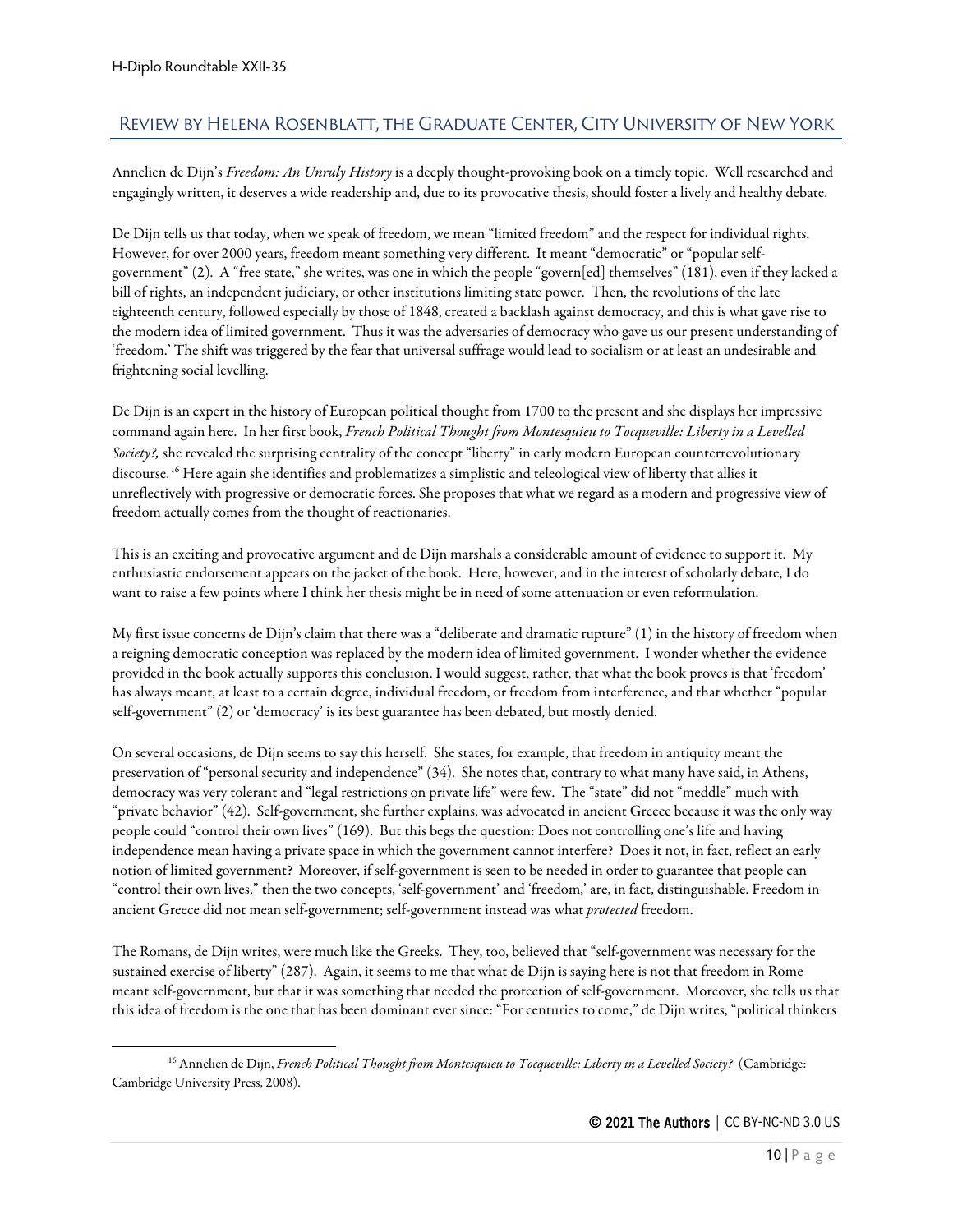## Review by Helena Rosenblatt, the Graduate Center, City University of New York

Annelien de Dijn's *Freedom: An Unruly History* is a deeply thought-provoking book on a timely topic. Well researched and engagingly written, it deserves a wide readership and, due to its provocative thesis, should foster a lively and healthy debate.

De Dijn tells us that today, when we speak of freedom, we mean "limited freedom" and the respect for individual rights. However, for over 2000 years, freedom meant something very different. It meant "democratic" or "popular self-government" (2). A "free state," she writes, was one in which the people "govern[ed] themselves" (181), even if they lacked a bill of rights, an independent judiciary, or other institutions limiting state power. Then, the revolutions of the late eighteenth century, followed especially by those of 1848, created a backlash against democracy, and this is what gave rise to the modern idea of limited government. Thus it was the adversaries of democracy who gave us our present understanding of 'freedom.' The shift was triggered by the fear that universal suffrage would lead to socialism or at least an undesirable and frightening social levelling.

De Dijn is an expert in the history of European political thought from 1700 to the present and she displays her impressive command again here. In her first book, *French Political Thought from Montesquieu to Tocqueville: Liberty in a Levelled Society?,* she revealed the surprising centrality of the concept "liberty" in early modern European counterrevolutionary discourse.[16] Here again she identifies and problematizes a simplistic and teleological view of liberty that allies it unreflectively with progressive or democratic forces. She proposes that what we regard as a modern and progressive view of freedom actually comes from the thought of reactionaries.

This is an exciting and provocative argument and de Dijn marshals a considerable amount of evidence to support it. My enthusiastic endorsement appears on the jacket of the book. Here, however, and in the interest of scholarly debate, I do want to raise a few points where I think her thesis might be in need of some attenuation or even reformulation.

My first issue concerns de Dijn's claim that there was a "deliberate and dramatic rupture" (1) in the history of freedom when a reigning democratic conception was replaced by the modern idea of limited government. I wonder whether the evidence provided in the book actually supports this conclusion. I would suggest, rather, that what the book proves is that 'freedom' has always meant, at least to a certain degree, individual freedom, or freedom from interference, and that whether "popular self-government" (2) or 'democracy' is its best guarantee has been debated, but mostly denied.

On several occasions, de Dijn seems to say this herself. She states, for example, that freedom in antiquity meant the preservation of "personal security and independence" (34). She notes that, contrary to what many have said, in Athens, democracy was very tolerant and "legal restrictions on private life" were few. The "state" did not "meddle" much with "private behavior" (42). Self-government, she further explains, was advocated in ancient Greece because it was the only way people could "control their own lives" (169). But this begs the question: Does not controlling one's life and having independence mean having a private space in which the government cannot interfere? Does it not, in fact, reflect an early notion of limited government? Moreover, if self-government is seen to be needed in order to guarantee that people can "control their own lives," then the two concepts, 'self-government' and 'freedom,' are, in fact, distinguishable. Freedom in ancient Greece did not mean self-government; self-government instead was what *protected* freedom.

The Romans, de Dijn writes, were much like the Greeks. They, too, believed that "self-government was necessary for the sustained exercise of liberty" (287). Again, it seems to me that what de Dijn is saying here is not that freedom in Rome meant self-government, but that it was something that needed the protection of self-government. Moreover, she tells us that this idea of freedom is the one that has been dominant ever since: "For centuries to come," de Dijn writes, "political thinkers

[16] Annelien de Dijn, *French Political Thought from Montesquieu to Tocqueville: Liberty in a Levelled Society?* (Cambridge: Cambridge University Press, 2008).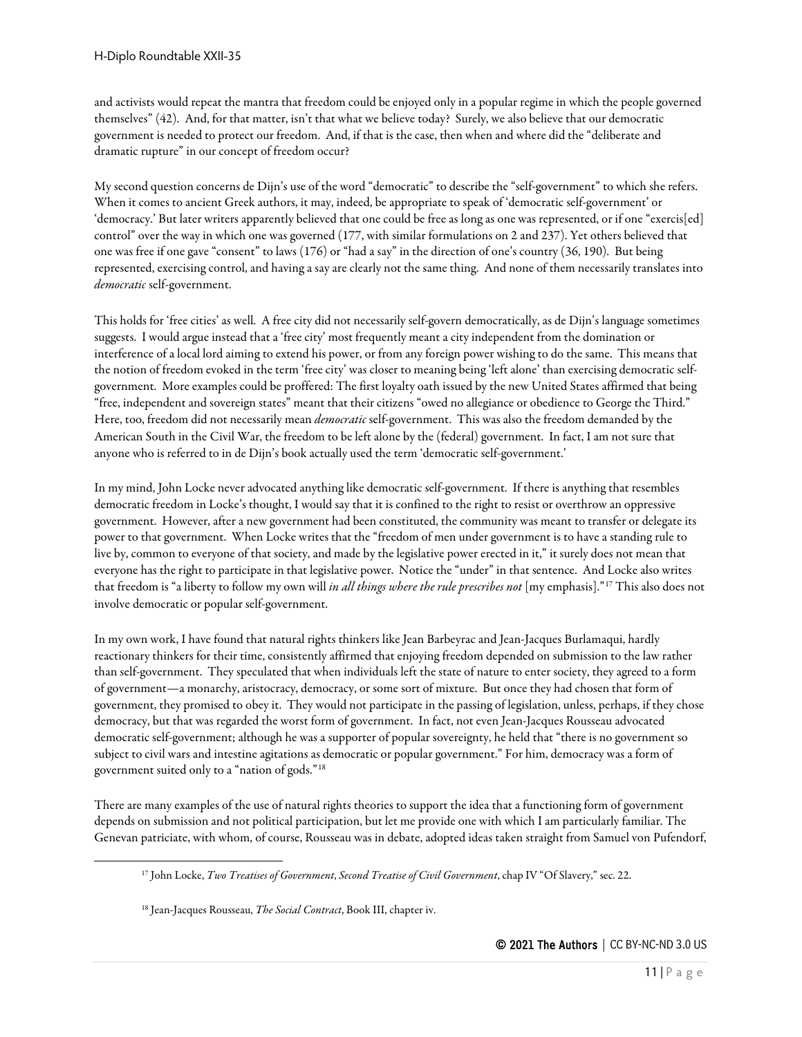and activists would repeat the mantra that freedom could be enjoyed only in a popular regime in which the people governed themselves" (42). And, for that matter, isn't that what we believe today? Surely, we also believe that our democratic government is needed to protect our freedom. And, if that is the case, then when and where did the "deliberate and dramatic rupture" in our concept of freedom occur?

My second question concerns de Dijn's use of the word "democratic" to describe the "self-government" to which she refers. When it comes to ancient Greek authors, it may, indeed, be appropriate to speak of 'democratic self-government' or 'democracy.' But later writers apparently believed that one could be free as long as one was represented, or if one "exercis[ed] control" over the way in which one was governed (177, with similar formulations on 2 and 237). Yet others believed that one was free if one gave "consent" to laws (176) or "had a say" in the direction of one's country (36, 190). But being represented, exercising control, and having a say are clearly not the same thing. And none of them necessarily translates into *democratic* self-government.

This holds for 'free cities' as well. A free city did not necessarily self-govern democratically, as de Dijn's language sometimes suggests. I would argue instead that a 'free city' most frequently meant a city independent from the domination or interference of a local lord aiming to extend his power, or from any foreign power wishing to do the same. This means that the notion of freedom evoked in the term 'free city' was closer to meaning being 'left alone' than exercising democratic self-government. More examples could be proffered: The first loyalty oath issued by the new United States affirmed that being "free, independent and sovereign states" meant that their citizens "owed no allegiance or obedience to George the Third." Here, too, freedom did not necessarily mean *democratic* self-government. This was also the freedom demanded by the American South in the Civil War, the freedom to be left alone by the (federal) government. In fact, I am not sure that anyone who is referred to in de Dijn's book actually used the term 'democratic self-government.'

In my mind, John Locke never advocated anything like democratic self-government. If there is anything that resembles democratic freedom in Locke's thought, I would say that it is confined to the right to resist or overthrow an oppressive government. However, after a new government had been constituted, the community was meant to transfer or delegate its power to that government. When Locke writes that the "freedom of men under government is to have a standing rule to live by, common to everyone of that society, and made by the legislative power erected in it," it surely does not mean that everyone has the right to participate in that legislative power. Notice the "under" in that sentence. And Locke also writes that freedom is "a liberty to follow my own will *in all things where the rule prescribes not* [my emphasis]."[17] This also does not involve democratic or popular self-government.

In my own work, I have found that natural rights thinkers like Jean Barbeyrac and Jean-Jacques Burlamaqui, hardly reactionary thinkers for their time, consistently affirmed that enjoying freedom depended on submission to the law rather than self-government. They speculated that when individuals left the state of nature to enter society, they agreed to a form of government—a monarchy, aristocracy, democracy, or some sort of mixture. But once they had chosen that form of government, they promised to obey it. They would not participate in the passing of legislation, unless, perhaps, if they chose democracy, but that was regarded the worst form of government. In fact, not even Jean-Jacques Rousseau advocated democratic self-government; although he was a supporter of popular sovereignty, he held that "there is no government so subject to civil wars and intestine agitations as democratic or popular government." For him, democracy was a form of government suited only to a "nation of gods."[18]

There are many examples of the use of natural rights theories to support the idea that a functioning form of government depends on submission and not political participation, but let me provide one with which I am particularly familiar. The Genevan patriciate, with whom, of course, Rousseau was in debate, adopted ideas taken straight from Samuel von Pufendorf,

[17] John Locke, *Two Treatises of Government*, *Second Treatise of Civil Government*, chap IV "Of Slavery," sec. 22.

[18] Jean-Jacques Rousseau, *The Social Contract*, Book III, chapter iv.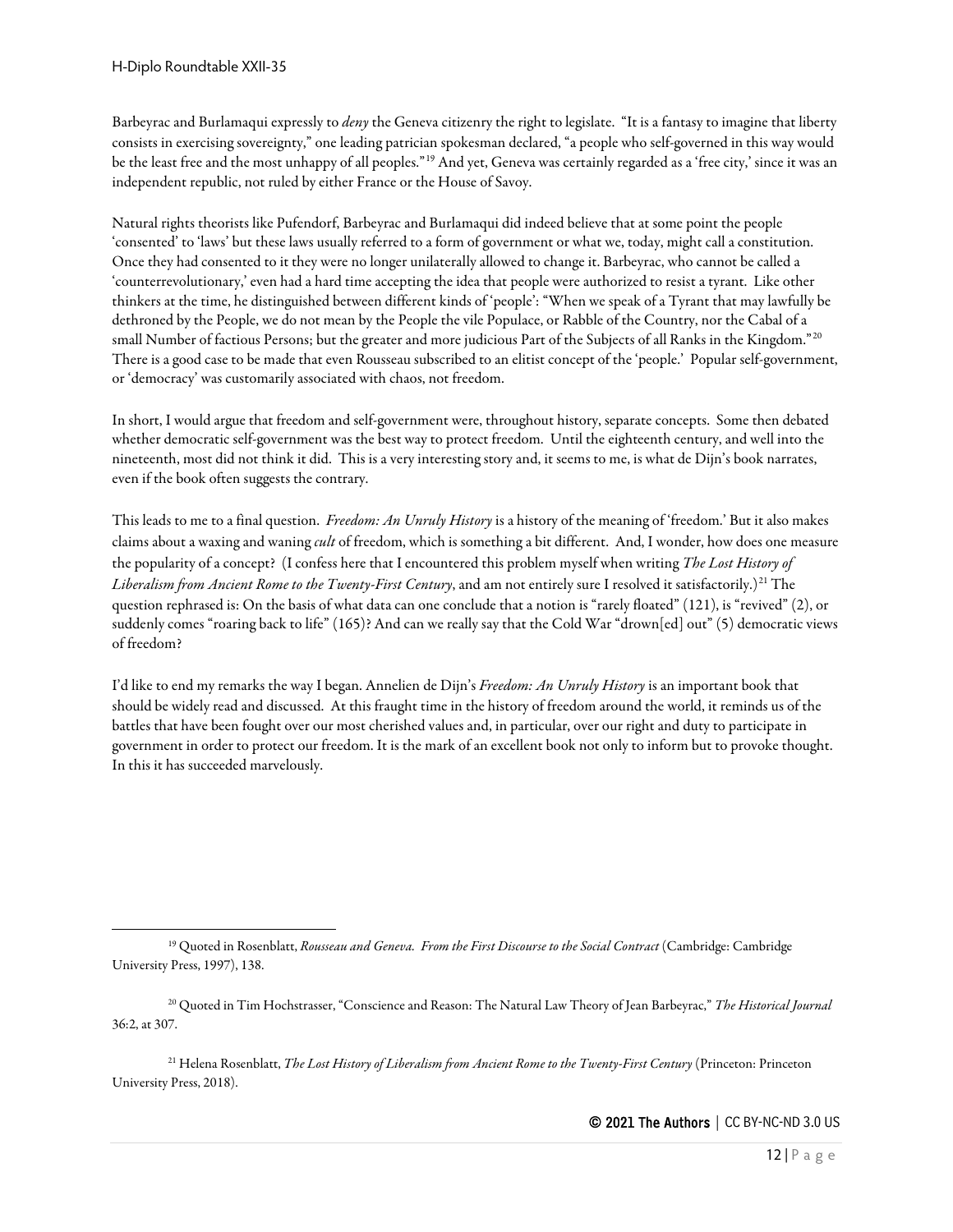Barbeyrac and Burlamaqui expressly to *deny* the Geneva citizenry the right to legislate. "It is a fantasy to imagine that liberty consists in exercising sovereignty," one leading patrician spokesman declared, "a people who self-governed in this way would be the least free and the most unhappy of all peoples."[19] And yet, Geneva was certainly regarded as a 'free city,' since it was an independent republic, not ruled by either France or the House of Savoy.

Natural rights theorists like Pufendorf, Barbeyrac and Burlamaqui did indeed believe that at some point the people 'consented' to 'laws' but these laws usually referred to a form of government or what we, today, might call a constitution. Once they had consented to it they were no longer unilaterally allowed to change it. Barbeyrac, who cannot be called a 'counterrevolutionary,' even had a hard time accepting the idea that people were authorized to resist a tyrant. Like other thinkers at the time, he distinguished between different kinds of 'people': "When we speak of a Tyrant that may lawfully be dethroned by the People, we do not mean by the People the vile Populace, or Rabble of the Country, nor the Cabal of a small Number of factious Persons; but the greater and more judicious Part of the Subjects of all Ranks in the Kingdom."[20] There is a good case to be made that even Rousseau subscribed to an elitist concept of the 'people.' Popular self-government, or 'democracy' was customarily associated with chaos, not freedom.

In short, I would argue that freedom and self-government were, throughout history, separate concepts. Some then debated whether democratic self-government was the best way to protect freedom. Until the eighteenth century, and well into the nineteenth, most did not think it did. This is a very interesting story and, it seems to me, is what de Dijn's book narrates, even if the book often suggests the contrary.

This leads to me to a final question. *Freedom: An Unruly History* is a history of the meaning of 'freedom.' But it also makes claims about a waxing and waning *cult* of freedom, which is something a bit different. And, I wonder, how does one measure the popularity of a concept? (I confess here that I encountered this problem myself when writing *The Lost History of Liberalism from Ancient Rome to the Twenty-First Century*, and am not entirely sure I resolved it satisfactorily.)[21] The question rephrased is: On the basis of what data can one conclude that a notion is "rarely floated" (121), is "revived" (2), or suddenly comes "roaring back to life" (165)? And can we really say that the Cold War "drown[ed] out" (5) democratic views of freedom?

I'd like to end my remarks the way I began. Annelien de Dijn's *Freedom: An Unruly History* is an important book that should be widely read and discussed. At this fraught time in the history of freedom around the world, it reminds us of the battles that have been fought over our most cherished values and, in particular, over our right and duty to participate in government in order to protect our freedom. It is the mark of an excellent book not only to inform but to provoke thought. In this it has succeeded marvelously.

---

[19] Quoted in Rosenblatt, *Rousseau and Geneva. From the First Discourse to the Social Contract* (Cambridge: Cambridge University Press, 1997), 138.

[20] Quoted in Tim Hochstrasser, "Conscience and Reason: The Natural Law Theory of Jean Barbeyrac," *The Historical Journal* 36:2, at 307.

[21] Helena Rosenblatt, *The Lost History of Liberalism from Ancient Rome to the Twenty-First Century* (Princeton: Princeton University Press, 2018).

© 2021 The Authors | CC BY-NC-ND 3.0 US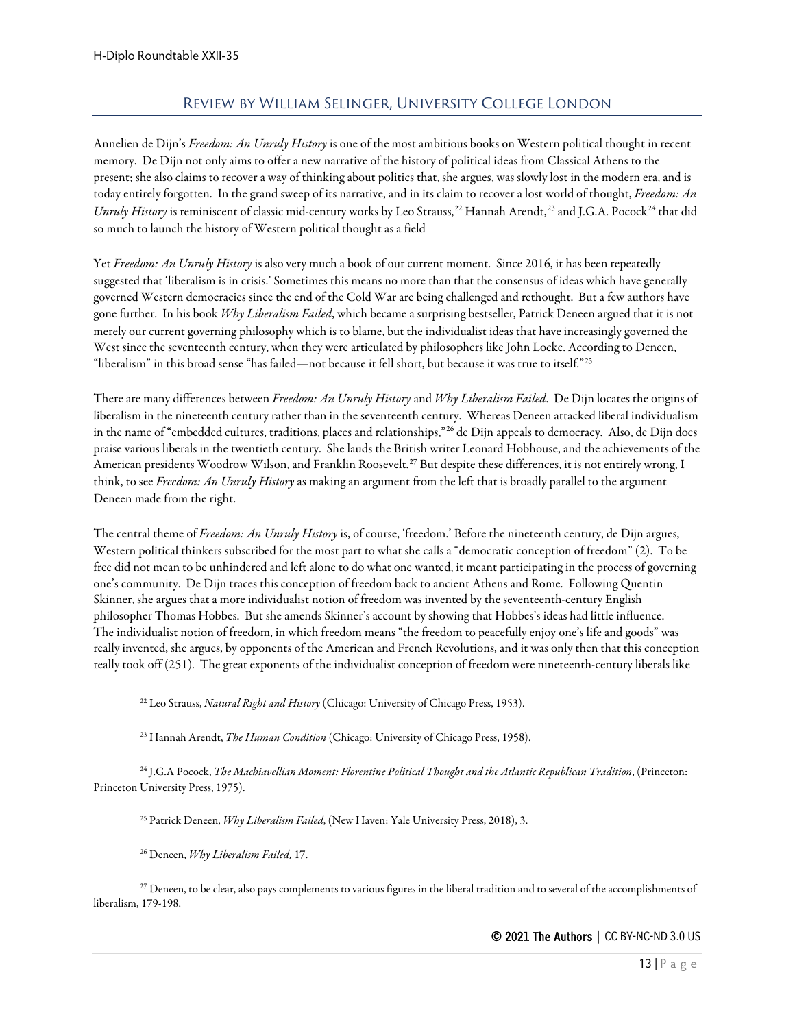## Review by William Selinger, University College London

Annelien de Dijn's *Freedom: An Unruly History* is one of the most ambitious books on Western political thought in recent memory. De Dijn not only aims to offer a new narrative of the history of political ideas from Classical Athens to the present; she also claims to recover a way of thinking about politics that, she argues, was slowly lost in the modern era, and is today entirely forgotten. In the grand sweep of its narrative, and in its claim to recover a lost world of thought, *Freedom: An Unruly History* is reminiscent of classic mid-century works by Leo Strauss,[22] Hannah Arendt,[23] and J.G.A. Pocock[24] that did so much to launch the history of Western political thought as a field

Yet *Freedom: An Unruly History* is also very much a book of our current moment. Since 2016, it has been repeatedly suggested that 'liberalism is in crisis.' Sometimes this means no more than that the consensus of ideas which have generally governed Western democracies since the end of the Cold War are being challenged and rethought. But a few authors have gone further. In his book *Why Liberalism Failed*, which became a surprising bestseller, Patrick Deneen argued that it is not merely our current governing philosophy which is to blame, but the individualist ideas that have increasingly governed the West since the seventeenth century, when they were articulated by philosophers like John Locke. According to Deneen, "liberalism" in this broad sense "has failed—not because it fell short, but because it was true to itself."[25]

There are many differences between *Freedom: An Unruly History* and *Why Liberalism Failed*. De Dijn locates the origins of liberalism in the nineteenth century rather than in the seventeenth century. Whereas Deneen attacked liberal individualism in the name of "embedded cultures, traditions, places and relationships,"[26] de Dijn appeals to democracy. Also, de Dijn does praise various liberals in the twentieth century. She lauds the British writer Leonard Hobhouse, and the achievements of the American presidents Woodrow Wilson, and Franklin Roosevelt.[27] But despite these differences, it is not entirely wrong, I think, to see *Freedom: An Unruly History* as making an argument from the left that is broadly parallel to the argument Deneen made from the right.

The central theme of *Freedom: An Unruly History* is, of course, 'freedom.' Before the nineteenth century, de Dijn argues, Western political thinkers subscribed for the most part to what she calls a "democratic conception of freedom" (2). To be free did not mean to be unhindered and left alone to do what one wanted, it meant participating in the process of governing one's community. De Dijn traces this conception of freedom back to ancient Athens and Rome. Following Quentin Skinner, she argues that a more individualist notion of freedom was invented by the seventeenth-century English philosopher Thomas Hobbes. But she amends Skinner's account by showing that Hobbes's ideas had little influence. The individualist notion of freedom, in which freedom means "the freedom to peacefully enjoy one's life and goods" was really invented, she argues, by opponents of the American and French Revolutions, and it was only then that this conception really took off (251). The great exponents of the individualist conception of freedom were nineteenth-century liberals like

---

[22] Leo Strauss, *Natural Right and History* (Chicago: University of Chicago Press, 1953).

[23] Hannah Arendt, *The Human Condition* (Chicago: University of Chicago Press, 1958).

[24] J.G.A Pocock, *The Machiavellian Moment: Florentine Political Thought and the Atlantic Republican Tradition*, (Princeton: Princeton University Press, 1975).

[25] Patrick Deneen, *Why Liberalism Failed*, (New Haven: Yale University Press, 2018), 3.

[26] Deneen, *Why Liberalism Failed,* 17.

[27] Deneen, to be clear, also pays complements to various figures in the liberal tradition and to several of the accomplishments of liberalism, 179-198.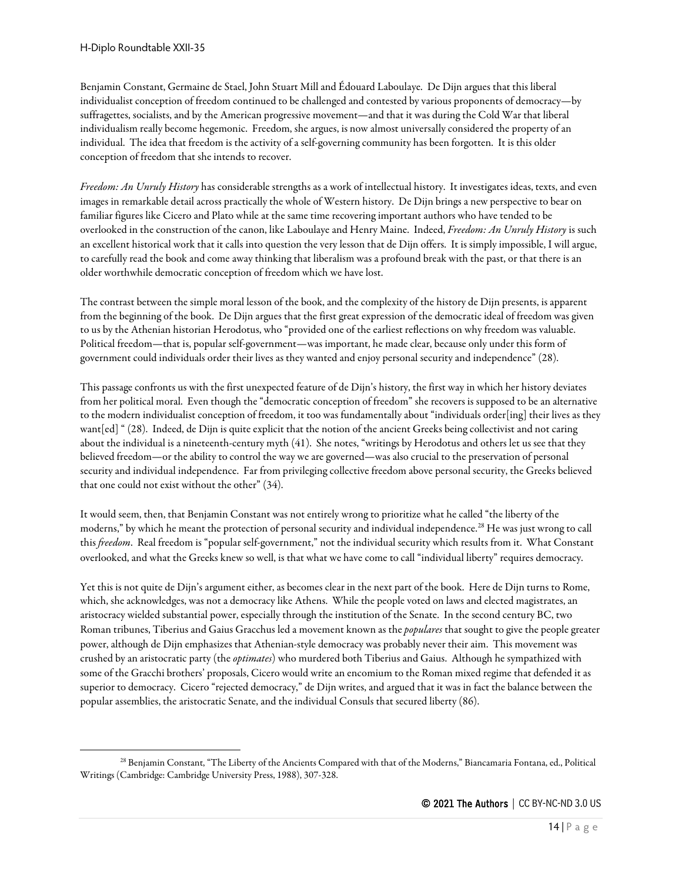Benjamin Constant, Germaine de Stael, John Stuart Mill and Édouard Laboulaye. De Dijn argues that this liberal individualist conception of freedom continued to be challenged and contested by various proponents of democracy—by suffragettes, socialists, and by the American progressive movement—and that it was during the Cold War that liberal individualism really become hegemonic. Freedom, she argues, is now almost universally considered the property of an individual. The idea that freedom is the activity of a self-governing community has been forgotten. It is this older conception of freedom that she intends to recover.

*Freedom: An Unruly History* has considerable strengths as a work of intellectual history. It investigates ideas, texts, and even images in remarkable detail across practically the whole of Western history. De Dijn brings a new perspective to bear on familiar figures like Cicero and Plato while at the same time recovering important authors who have tended to be overlooked in the construction of the canon, like Laboulaye and Henry Maine. Indeed, *Freedom: An Unruly History* is such an excellent historical work that it calls into question the very lesson that de Dijn offers. It is simply impossible, I will argue, to carefully read the book and come away thinking that liberalism was a profound break with the past, or that there is an older worthwhile democratic conception of freedom which we have lost.

The contrast between the simple moral lesson of the book, and the complexity of the history de Dijn presents, is apparent from the beginning of the book. De Dijn argues that the first great expression of the democratic ideal of freedom was given to us by the Athenian historian Herodotus, who "provided one of the earliest reflections on why freedom was valuable. Political freedom—that is, popular self-government—was important, he made clear, because only under this form of government could individuals order their lives as they wanted and enjoy personal security and independence" (28).

This passage confronts us with the first unexpected feature of de Dijn's history, the first way in which her history deviates from her political moral. Even though the "democratic conception of freedom" she recovers is supposed to be an alternative to the modern individualist conception of freedom, it too was fundamentally about "individuals order[ing] their lives as they want[ed] " (28). Indeed, de Dijn is quite explicit that the notion of the ancient Greeks being collectivist and not caring about the individual is a nineteenth-century myth (41). She notes, "writings by Herodotus and others let us see that they believed freedom—or the ability to control the way we are governed—was also crucial to the preservation of personal security and individual independence. Far from privileging collective freedom above personal security, the Greeks believed that one could not exist without the other" (34).

It would seem, then, that Benjamin Constant was not entirely wrong to prioritize what he called "the liberty of the moderns," by which he meant the protection of personal security and individual independence.[28] He was just wrong to call this *freedom*. Real freedom is "popular self-government," not the individual security which results from it. What Constant overlooked, and what the Greeks knew so well, is that what we have come to call "individual liberty" requires democracy.

Yet this is not quite de Dijn's argument either, as becomes clear in the next part of the book. Here de Dijn turns to Rome, which, she acknowledges, was not a democracy like Athens. While the people voted on laws and elected magistrates, an aristocracy wielded substantial power, especially through the institution of the Senate. In the second century BC, two Roman tribunes, Tiberius and Gaius Gracchus led a movement known as the *populares* that sought to give the people greater power, although de Dijn emphasizes that Athenian-style democracy was probably never their aim. This movement was crushed by an aristocratic party (the *optimates*) who murdered both Tiberius and Gaius. Although he sympathized with some of the Gracchi brothers' proposals, Cicero would write an encomium to the Roman mixed regime that defended it as superior to democracy. Cicero "rejected democracy," de Dijn writes, and argued that it was in fact the balance between the popular assemblies, the aristocratic Senate, and the individual Consuls that secured liberty (86).

[28] Benjamin Constant, "The Liberty of the Ancients Compared with that of the Moderns," Biancamaria Fontana, ed., Political Writings (Cambridge: Cambridge University Press, 1988), 307-328.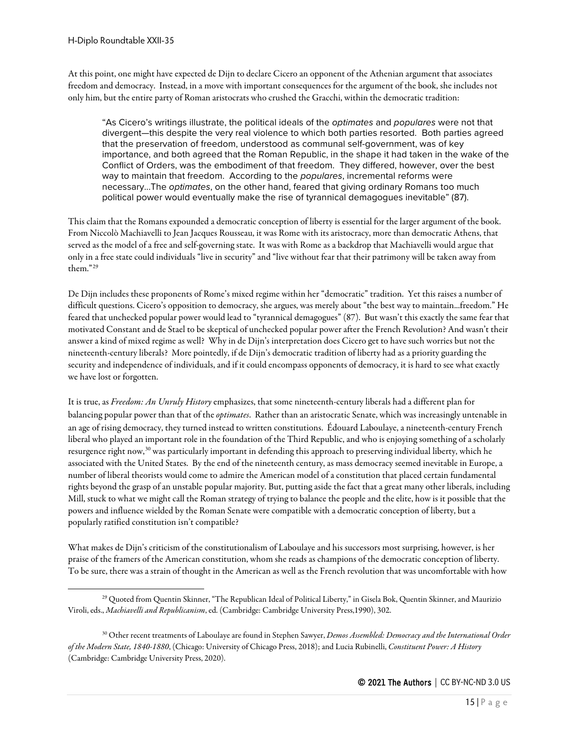At this point, one might have expected de Dijn to declare Cicero an opponent of the Athenian argument that associates freedom and democracy. Instead, in a move with important consequences for the argument of the book, she includes not only him, but the entire party of Roman aristocrats who crushed the Gracchi, within the democratic tradition:

> "As Cicero's writings illustrate, the political ideals of the *optimates* and *populares* were not that divergent—this despite the very real violence to which both parties resorted. Both parties agreed that the preservation of freedom, understood as communal self-government, was of key importance, and both agreed that the Roman Republic, in the shape it had taken in the wake of the Conflict of Orders, was the embodiment of that freedom. They differed, however, over the best way to maintain that freedom. According to the *populares*, incremental reforms were necessary…The *optimates*, on the other hand, feared that giving ordinary Romans too much political power would eventually make the rise of tyrannical demagogues inevitable" (87).

This claim that the Romans expounded a democratic conception of liberty is essential for the larger argument of the book. From Niccolò Machiavelli to Jean Jacques Rousseau, it was Rome with its aristocracy, more than democratic Athens, that served as the model of a free and self-governing state. It was with Rome as a backdrop that Machiavelli would argue that only in a free state could individuals "live in security" and "live without fear that their patrimony will be taken away from them."[29]

De Dijn includes these proponents of Rome's mixed regime within her "democratic" tradition. Yet this raises a number of difficult questions. Cicero's opposition to democracy, she argues, was merely about "the best way to maintain…freedom." He feared that unchecked popular power would lead to "tyrannical demagogues" (87). But wasn't this exactly the same fear that motivated Constant and de Stael to be skeptical of unchecked popular power after the French Revolution? And wasn't their answer a kind of mixed regime as well? Why in de Dijn's interpretation does Cicero get to have such worries but not the nineteenth-century liberals? More pointedly, if de Dijn's democratic tradition of liberty had as a priority guarding the security and independence of individuals, and if it could encompass opponents of democracy, it is hard to see what exactly we have lost or forgotten.

It is true, as *Freedom: An Unruly History* emphasizes, that some nineteenth-century liberals had a different plan for balancing popular power than that of the *optimates*. Rather than an aristocratic Senate, which was increasingly untenable in an age of rising democracy, they turned instead to written constitutions. Édouard Laboulaye, a nineteenth-century French liberal who played an important role in the foundation of the Third Republic, and who is enjoying something of a scholarly resurgence right now,[30] was particularly important in defending this approach to preserving individual liberty, which he associated with the United States. By the end of the nineteenth century, as mass democracy seemed inevitable in Europe, a number of liberal theorists would come to admire the American model of a constitution that placed certain fundamental rights beyond the grasp of an unstable popular majority. But, putting aside the fact that a great many other liberals, including Mill, stuck to what we might call the Roman strategy of trying to balance the people and the elite, how is it possible that the powers and influence wielded by the Roman Senate were compatible with a democratic conception of liberty, but a popularly ratified constitution isn't compatible?

What makes de Dijn's criticism of the constitutionalism of Laboulaye and his successors most surprising, however, is her praise of the framers of the American constitution, whom she reads as champions of the democratic conception of liberty. To be sure, there was a strain of thought in the American as well as the French revolution that was uncomfortable with how

---

[29] Quoted from Quentin Skinner, "The Republican Ideal of Political Liberty," in Gisela Bok, Quentin Skinner, and Maurizio Viroli, eds., *Machiavelli and Republicanism*, ed. (Cambridge: Cambridge University Press,1990), 302.

[30] Other recent treatments of Laboulaye are found in Stephen Sawyer, *Demos Assembled: Democracy and the International Order of the Modern State, 1840-1880*, (Chicago: University of Chicago Press, 2018); and Lucia Rubinelli, *Constituent Power: A History* (Cambridge: Cambridge University Press, 2020).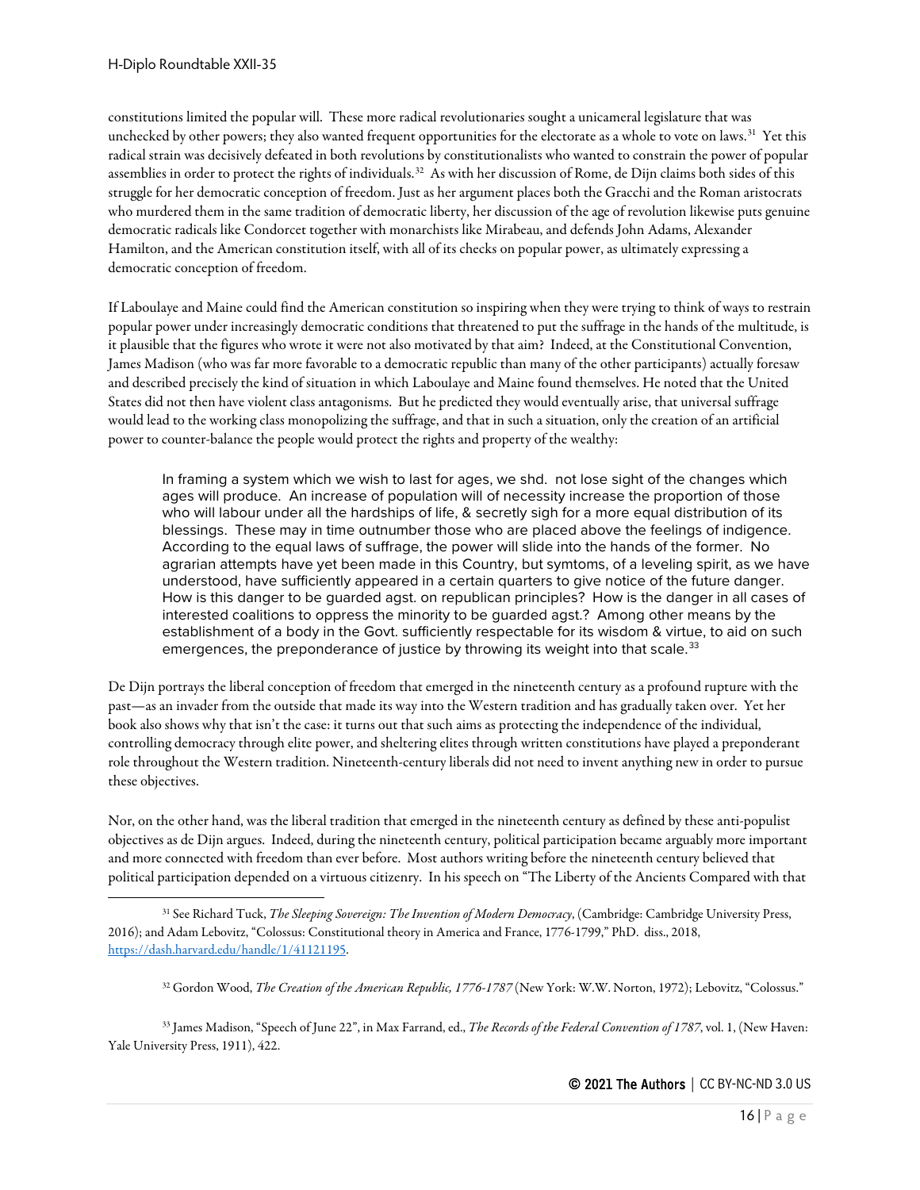constitutions limited the popular will. These more radical revolutionaries sought a unicameral legislature that was unchecked by other powers; they also wanted frequent opportunities for the electorate as a whole to vote on laws.[31] Yet this radical strain was decisively defeated in both revolutions by constitutionalists who wanted to constrain the power of popular assemblies in order to protect the rights of individuals.[32] As with her discussion of Rome, de Dijn claims both sides of this struggle for her democratic conception of freedom. Just as her argument places both the Gracchi and the Roman aristocrats who murdered them in the same tradition of democratic liberty, her discussion of the age of revolution likewise puts genuine democratic radicals like Condorcet together with monarchists like Mirabeau, and defends John Adams, Alexander Hamilton, and the American constitution itself, with all of its checks on popular power, as ultimately expressing a democratic conception of freedom.

If Laboulaye and Maine could find the American constitution so inspiring when they were trying to think of ways to restrain popular power under increasingly democratic conditions that threatened to put the suffrage in the hands of the multitude, is it plausible that the figures who wrote it were not also motivated by that aim? Indeed, at the Constitutional Convention, James Madison (who was far more favorable to a democratic republic than many of the other participants) actually foresaw and described precisely the kind of situation in which Laboulaye and Maine found themselves. He noted that the United States did not then have violent class antagonisms. But he predicted they would eventually arise, that universal suffrage would lead to the working class monopolizing the suffrage, and that in such a situation, only the creation of an artificial power to counter-balance the people would protect the rights and property of the wealthy:

> In framing a system which we wish to last for ages, we shd. not lose sight of the changes which ages will produce. An increase of population will of necessity increase the proportion of those who will labour under all the hardships of life, & secretly sigh for a more equal distribution of its blessings. These may in time outnumber those who are placed above the feelings of indigence. According to the equal laws of suffrage, the power will slide into the hands of the former. No agrarian attempts have yet been made in this Country, but symtoms, of a leveling spirit, as we have understood, have sufficiently appeared in a certain quarters to give notice of the future danger. How is this danger to be guarded agst. on republican principles? How is the danger in all cases of interested coalitions to oppress the minority to be guarded agst.? Among other means by the establishment of a body in the Govt. sufficiently respectable for its wisdom & virtue, to aid on such emergences, the preponderance of justice by throwing its weight into that scale.[33]

De Dijn portrays the liberal conception of freedom that emerged in the nineteenth century as a profound rupture with the past—as an invader from the outside that made its way into the Western tradition and has gradually taken over. Yet her book also shows why that isn't the case: it turns out that such aims as protecting the independence of the individual, controlling democracy through elite power, and sheltering elites through written constitutions have played a preponderant role throughout the Western tradition. Nineteenth-century liberals did not need to invent anything new in order to pursue these objectives.

Nor, on the other hand, was the liberal tradition that emerged in the nineteenth century as defined by these anti-populist objectives as de Dijn argues. Indeed, during the nineteenth century, political participation became arguably more important and more connected with freedom than ever before. Most authors writing before the nineteenth century believed that political participation depended on a virtuous citizenry. In his speech on "The Liberty of the Ancients Compared with that

---

[31] See Richard Tuck, *The Sleeping Sovereign: The Invention of Modern Democracy*, (Cambridge: Cambridge University Press, 2016); and Adam Lebovitz, "Colossus: Constitutional theory in America and France, 1776-1799," PhD. diss., 2018, https://dash.harvard.edu/handle/1/41121195.

[32] Gordon Wood, *The Creation of the American Republic, 1776-1787* (New York: W.W. Norton, 1972); Lebovitz, "Colossus."

[33] James Madison, "Speech of June 22", in Max Farrand, ed., *The Records of the Federal Convention of 1787*, vol. 1, (New Haven: Yale University Press, 1911), 422.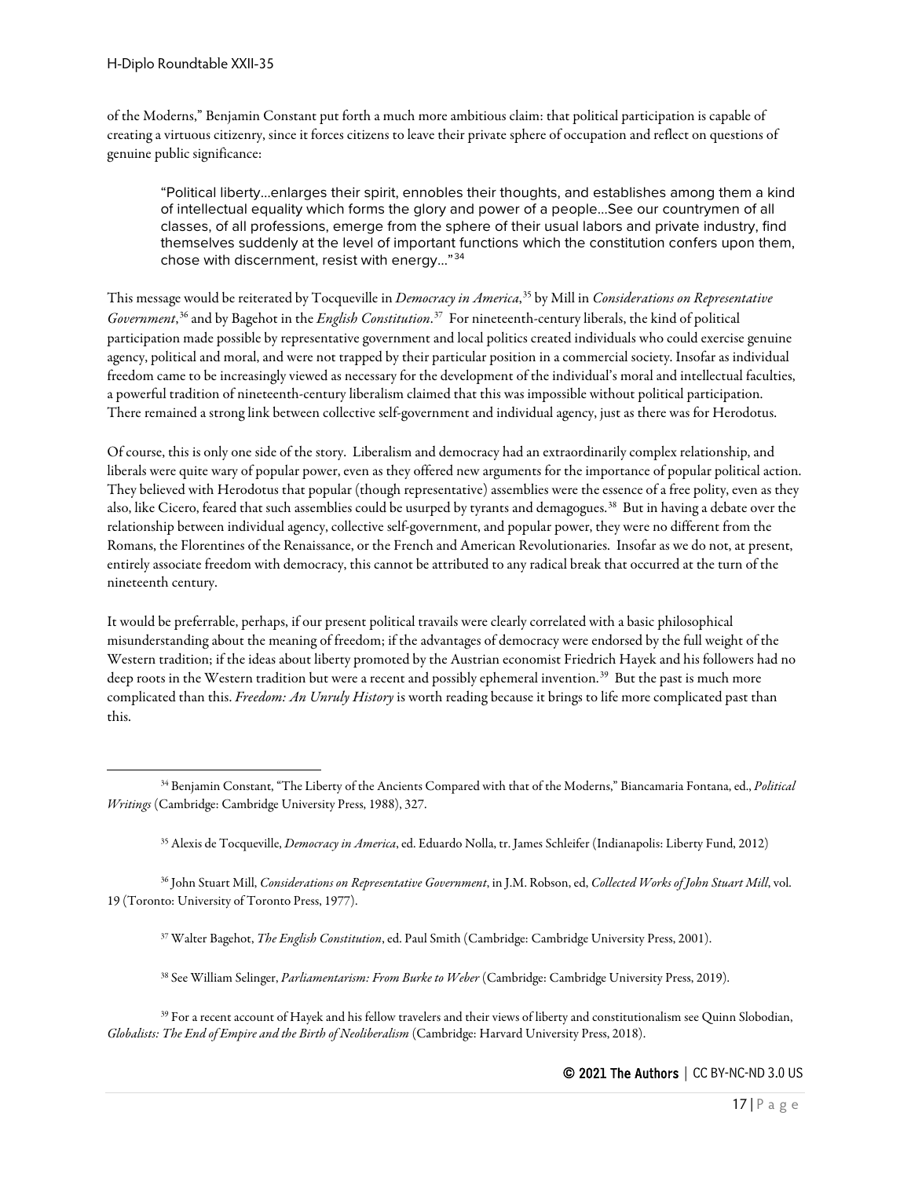of the Moderns," Benjamin Constant put forth a much more ambitious claim: that political participation is capable of creating a virtuous citizenry, since it forces citizens to leave their private sphere of occupation and reflect on questions of genuine public significance:

> "Political liberty…enlarges their spirit, ennobles their thoughts, and establishes among them a kind of intellectual equality which forms the glory and power of a people…See our countrymen of all classes, of all professions, emerge from the sphere of their usual labors and private industry, find themselves suddenly at the level of important functions which the constitution confers upon them, chose with discernment, resist with energy…"[34]

This message would be reiterated by Tocqueville in *Democracy in America*,[35] by Mill in *Considerations on Representative Government*,[36] and by Bagehot in the *English Constitution*.[37] For nineteenth-century liberals, the kind of political participation made possible by representative government and local politics created individuals who could exercise genuine agency, political and moral, and were not trapped by their particular position in a commercial society. Insofar as individual freedom came to be increasingly viewed as necessary for the development of the individual's moral and intellectual faculties, a powerful tradition of nineteenth-century liberalism claimed that this was impossible without political participation. There remained a strong link between collective self-government and individual agency, just as there was for Herodotus.

Of course, this is only one side of the story. Liberalism and democracy had an extraordinarily complex relationship, and liberals were quite wary of popular power, even as they offered new arguments for the importance of popular political action. They believed with Herodotus that popular (though representative) assemblies were the essence of a free polity, even as they also, like Cicero, feared that such assemblies could be usurped by tyrants and demagogues.[38] But in having a debate over the relationship between individual agency, collective self-government, and popular power, they were no different from the Romans, the Florentines of the Renaissance, or the French and American Revolutionaries. Insofar as we do not, at present, entirely associate freedom with democracy, this cannot be attributed to any radical break that occurred at the turn of the nineteenth century.

It would be preferrable, perhaps, if our present political travails were clearly correlated with a basic philosophical misunderstanding about the meaning of freedom; if the advantages of democracy were endorsed by the full weight of the Western tradition; if the ideas about liberty promoted by the Austrian economist Friedrich Hayek and his followers had no deep roots in the Western tradition but were a recent and possibly ephemeral invention.[39] But the past is much more complicated than this. *Freedom: An Unruly History* is worth reading because it brings to life more complicated past than this.

---

[34] Benjamin Constant, "The Liberty of the Ancients Compared with that of the Moderns," Biancamaria Fontana, ed., *Political Writings* (Cambridge: Cambridge University Press, 1988), 327.

[35] Alexis de Tocqueville, *Democracy in America*, ed. Eduardo Nolla, tr. James Schleifer (Indianapolis: Liberty Fund, 2012)

[36] John Stuart Mill, *Considerations on Representative Government*, in J.M. Robson, ed, *Collected Works of John Stuart Mill*, vol. 19 (Toronto: University of Toronto Press, 1977).

[37] Walter Bagehot, *The English Constitution*, ed. Paul Smith (Cambridge: Cambridge University Press, 2001).

[38] See William Selinger, *Parliamentarism: From Burke to Weber* (Cambridge: Cambridge University Press, 2019).

[39] For a recent account of Hayek and his fellow travelers and their views of liberty and constitutionalism see Quinn Slobodian, *Globalists: The End of Empire and the Birth of Neoliberalism* (Cambridge: Harvard University Press, 2018).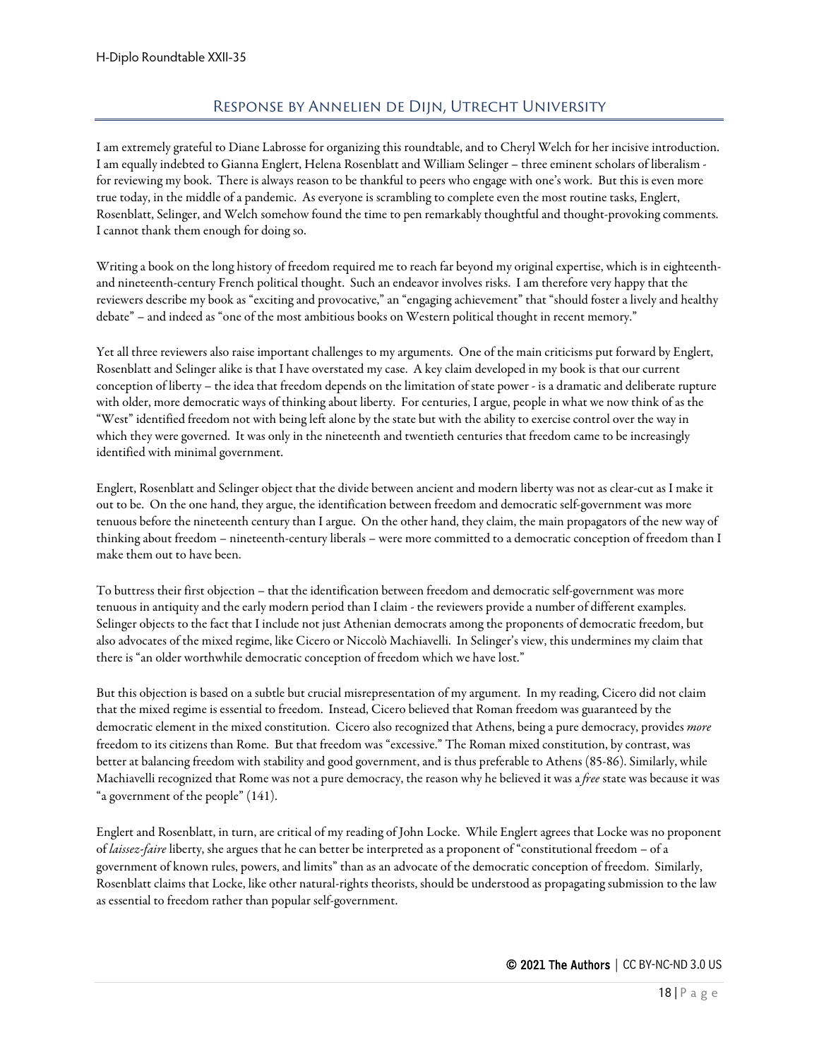## Response by Annelien de Dijn, Utrecht University

I am extremely grateful to Diane Labrosse for organizing this roundtable, and to Cheryl Welch for her incisive introduction. I am equally indebted to Gianna Englert, Helena Rosenblatt and William Selinger – three eminent scholars of liberalism - for reviewing my book. There is always reason to be thankful to peers who engage with one's work. But this is even more true today, in the middle of a pandemic. As everyone is scrambling to complete even the most routine tasks, Englert, Rosenblatt, Selinger, and Welch somehow found the time to pen remarkably thoughtful and thought-provoking comments. I cannot thank them enough for doing so.

Writing a book on the long history of freedom required me to reach far beyond my original expertise, which is in eighteenth- and nineteenth-century French political thought. Such an endeavor involves risks. I am therefore very happy that the reviewers describe my book as "exciting and provocative," an "engaging achievement" that "should foster a lively and healthy debate" – and indeed as "one of the most ambitious books on Western political thought in recent memory."

Yet all three reviewers also raise important challenges to my arguments. One of the main criticisms put forward by Englert, Rosenblatt and Selinger alike is that I have overstated my case. A key claim developed in my book is that our current conception of liberty – the idea that freedom depends on the limitation of state power - is a dramatic and deliberate rupture with older, more democratic ways of thinking about liberty. For centuries, I argue, people in what we now think of as the "West" identified freedom not with being left alone by the state but with the ability to exercise control over the way in which they were governed. It was only in the nineteenth and twentieth centuries that freedom came to be increasingly identified with minimal government.

Englert, Rosenblatt and Selinger object that the divide between ancient and modern liberty was not as clear-cut as I make it out to be. On the one hand, they argue, the identification between freedom and democratic self-government was more tenuous before the nineteenth century than I argue. On the other hand, they claim, the main propagators of the new way of thinking about freedom – nineteenth-century liberals – were more committed to a democratic conception of freedom than I make them out to have been.

To buttress their first objection – that the identification between freedom and democratic self-government was more tenuous in antiquity and the early modern period than I claim - the reviewers provide a number of different examples. Selinger objects to the fact that I include not just Athenian democrats among the proponents of democratic freedom, but also advocates of the mixed regime, like Cicero or Niccolò Machiavelli. In Selinger's view, this undermines my claim that there is "an older worthwhile democratic conception of freedom which we have lost."

But this objection is based on a subtle but crucial misrepresentation of my argument. In my reading, Cicero did not claim that the mixed regime is essential to freedom. Instead, Cicero believed that Roman freedom was guaranteed by the democratic element in the mixed constitution. Cicero also recognized that Athens, being a pure democracy, provides *more* freedom to its citizens than Rome. But that freedom was "excessive." The Roman mixed constitution, by contrast, was better at balancing freedom with stability and good government, and is thus preferable to Athens (85-86). Similarly, while Machiavelli recognized that Rome was not a pure democracy, the reason why he believed it was a *free* state was because it was "a government of the people" (141).

Englert and Rosenblatt, in turn, are critical of my reading of John Locke. While Englert agrees that Locke was no proponent of *laissez-faire* liberty, she argues that he can better be interpreted as a proponent of "constitutional freedom – of a government of known rules, powers, and limits" than as an advocate of the democratic conception of freedom. Similarly, Rosenblatt claims that Locke, like other natural-rights theorists, should be understood as propagating submission to the law as essential to freedom rather than popular self-government.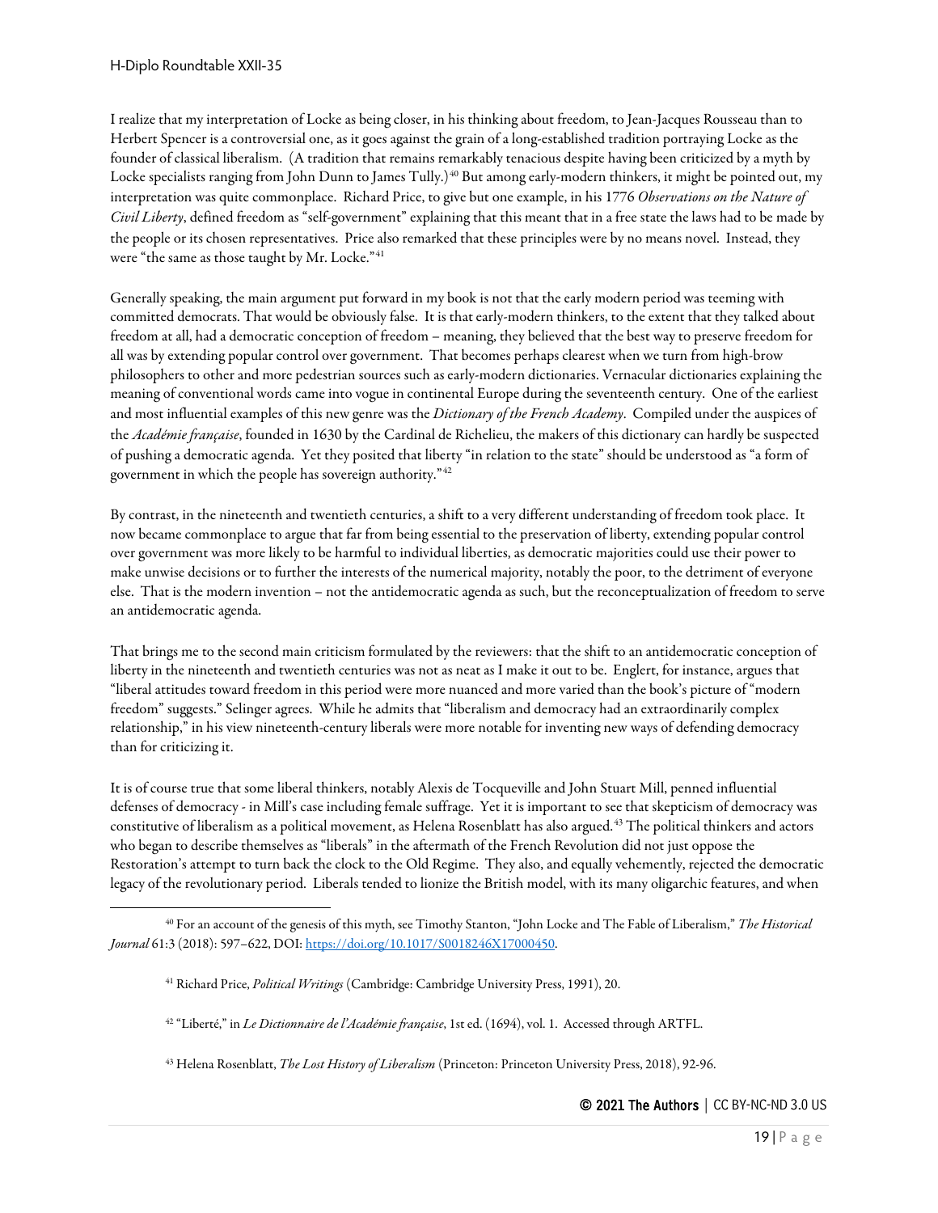I realize that my interpretation of Locke as being closer, in his thinking about freedom, to Jean-Jacques Rousseau than to Herbert Spencer is a controversial one, as it goes against the grain of a long-established tradition portraying Locke as the founder of classical liberalism. (A tradition that remains remarkably tenacious despite having been criticized by a myth by Locke specialists ranging from John Dunn to James Tully.)[40] But among early-modern thinkers, it might be pointed out, my interpretation was quite commonplace. Richard Price, to give but one example, in his 1776 *Observations on the Nature of Civil Liberty*, defined freedom as "self-government" explaining that this meant that in a free state the laws had to be made by the people or its chosen representatives. Price also remarked that these principles were by no means novel. Instead, they were "the same as those taught by Mr. Locke."[41]

Generally speaking, the main argument put forward in my book is not that the early modern period was teeming with committed democrats. That would be obviously false. It is that early-modern thinkers, to the extent that they talked about freedom at all, had a democratic conception of freedom – meaning, they believed that the best way to preserve freedom for all was by extending popular control over government. That becomes perhaps clearest when we turn from high-brow philosophers to other and more pedestrian sources such as early-modern dictionaries. Vernacular dictionaries explaining the meaning of conventional words came into vogue in continental Europe during the seventeenth century. One of the earliest and most influential examples of this new genre was the *Dictionary of the French Academy*. Compiled under the auspices of the *Académie française*, founded in 1630 by the Cardinal de Richelieu, the makers of this dictionary can hardly be suspected of pushing a democratic agenda. Yet they posited that liberty "in relation to the state" should be understood as "a form of government in which the people has sovereign authority."[42]

By contrast, in the nineteenth and twentieth centuries, a shift to a very different understanding of freedom took place. It now became commonplace to argue that far from being essential to the preservation of liberty, extending popular control over government was more likely to be harmful to individual liberties, as democratic majorities could use their power to make unwise decisions or to further the interests of the numerical majority, notably the poor, to the detriment of everyone else. That is the modern invention – not the antidemocratic agenda as such, but the reconceptualization of freedom to serve an antidemocratic agenda.

That brings me to the second main criticism formulated by the reviewers: that the shift to an antidemocratic conception of liberty in the nineteenth and twentieth centuries was not as neat as I make it out to be. Englert, for instance, argues that "liberal attitudes toward freedom in this period were more nuanced and more varied than the book's picture of "modern freedom" suggests." Selinger agrees. While he admits that "liberalism and democracy had an extraordinarily complex relationship," in his view nineteenth-century liberals were more notable for inventing new ways of defending democracy than for criticizing it.

It is of course true that some liberal thinkers, notably Alexis de Tocqueville and John Stuart Mill, penned influential defenses of democracy - in Mill's case including female suffrage. Yet it is important to see that skepticism of democracy was constitutive of liberalism as a political movement, as Helena Rosenblatt has also argued.[43] The political thinkers and actors who began to describe themselves as "liberals" in the aftermath of the French Revolution did not just oppose the Restoration's attempt to turn back the clock to the Old Regime. They also, and equally vehemently, rejected the democratic legacy of the revolutionary period. Liberals tended to lionize the British model, with its many oligarchic features, and when

---

[40] For an account of the genesis of this myth, see Timothy Stanton, "John Locke and The Fable of Liberalism," *The Historical Journal* 61:3 (2018): 597–622, DOI: https://doi.org/10.1017/S0018246X17000450.

[41] Richard Price, *Political Writings* (Cambridge: Cambridge University Press, 1991), 20.

[42] "Liberté," in *Le Dictionnaire de l'Académie française*, 1st ed. (1694), vol. 1. Accessed through ARTFL.

[43] Helena Rosenblatt, *The Lost History of Liberalism* (Princeton: Princeton University Press, 2018), 92-96.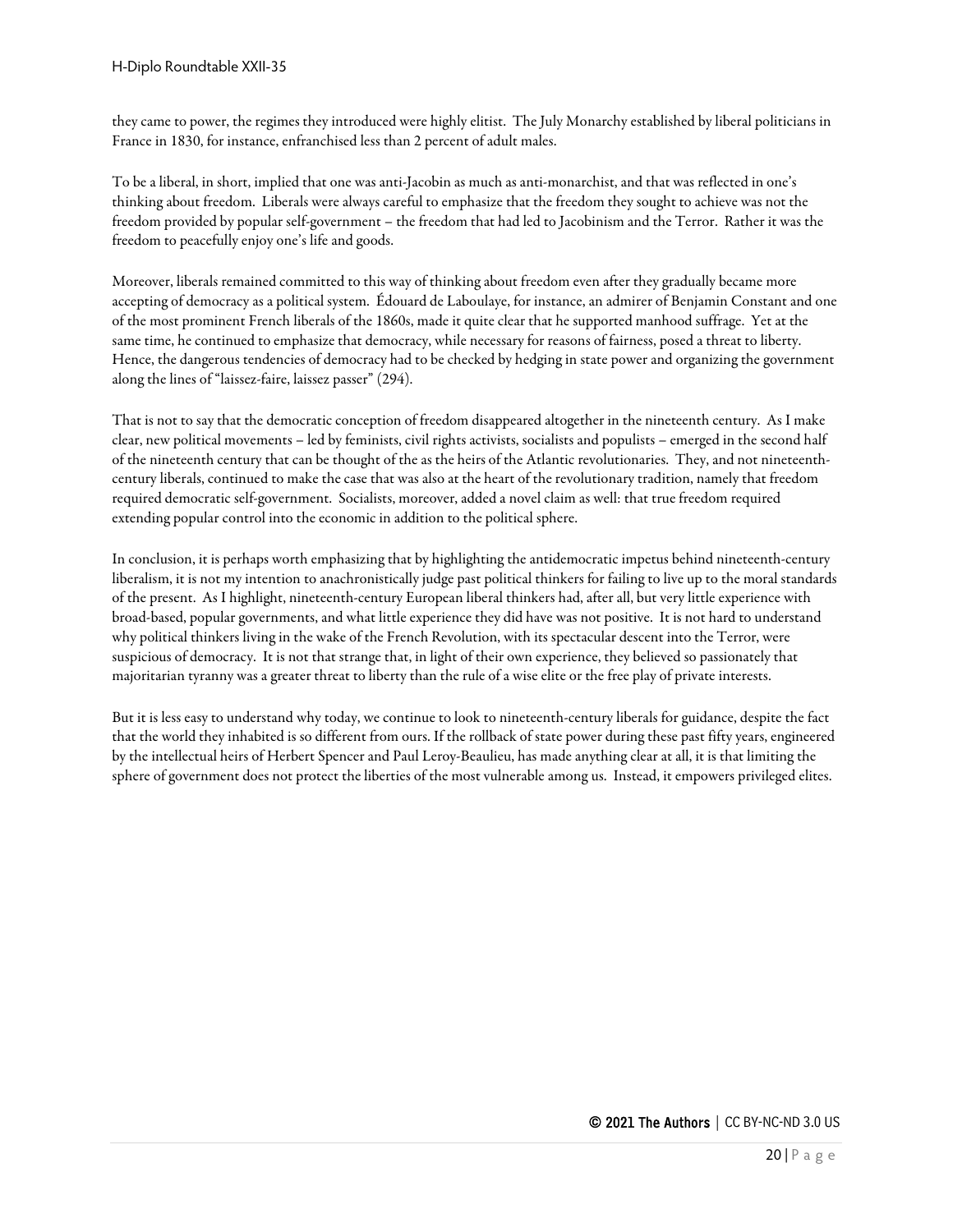they came to power, the regimes they introduced were highly elitist. The July Monarchy established by liberal politicians in France in 1830, for instance, enfranchised less than 2 percent of adult males.

To be a liberal, in short, implied that one was anti-Jacobin as much as anti-monarchist, and that was reflected in one's thinking about freedom. Liberals were always careful to emphasize that the freedom they sought to achieve was not the freedom provided by popular self-government – the freedom that had led to Jacobinism and the Terror. Rather it was the freedom to peacefully enjoy one's life and goods.

Moreover, liberals remained committed to this way of thinking about freedom even after they gradually became more accepting of democracy as a political system. Édouard de Laboulaye, for instance, an admirer of Benjamin Constant and one of the most prominent French liberals of the 1860s, made it quite clear that he supported manhood suffrage. Yet at the same time, he continued to emphasize that democracy, while necessary for reasons of fairness, posed a threat to liberty. Hence, the dangerous tendencies of democracy had to be checked by hedging in state power and organizing the government along the lines of "laissez-faire, laissez passer" (294).

That is not to say that the democratic conception of freedom disappeared altogether in the nineteenth century. As I make clear, new political movements – led by feminists, civil rights activists, socialists and populists – emerged in the second half of the nineteenth century that can be thought of the as the heirs of the Atlantic revolutionaries. They, and not nineteenth-century liberals, continued to make the case that was also at the heart of the revolutionary tradition, namely that freedom required democratic self-government. Socialists, moreover, added a novel claim as well: that true freedom required extending popular control into the economic in addition to the political sphere.

In conclusion, it is perhaps worth emphasizing that by highlighting the antidemocratic impetus behind nineteenth-century liberalism, it is not my intention to anachronistically judge past political thinkers for failing to live up to the moral standards of the present. As I highlight, nineteenth-century European liberal thinkers had, after all, but very little experience with broad-based, popular governments, and what little experience they did have was not positive. It is not hard to understand why political thinkers living in the wake of the French Revolution, with its spectacular descent into the Terror, were suspicious of democracy. It is not that strange that, in light of their own experience, they believed so passionately that majoritarian tyranny was a greater threat to liberty than the rule of a wise elite or the free play of private interests.

But it is less easy to understand why today, we continue to look to nineteenth-century liberals for guidance, despite the fact that the world they inhabited is so different from ours. If the rollback of state power during these past fifty years, engineered by the intellectual heirs of Herbert Spencer and Paul Leroy-Beaulieu, has made anything clear at all, it is that limiting the sphere of government does not protect the liberties of the most vulnerable among us. Instead, it empowers privileged elites.